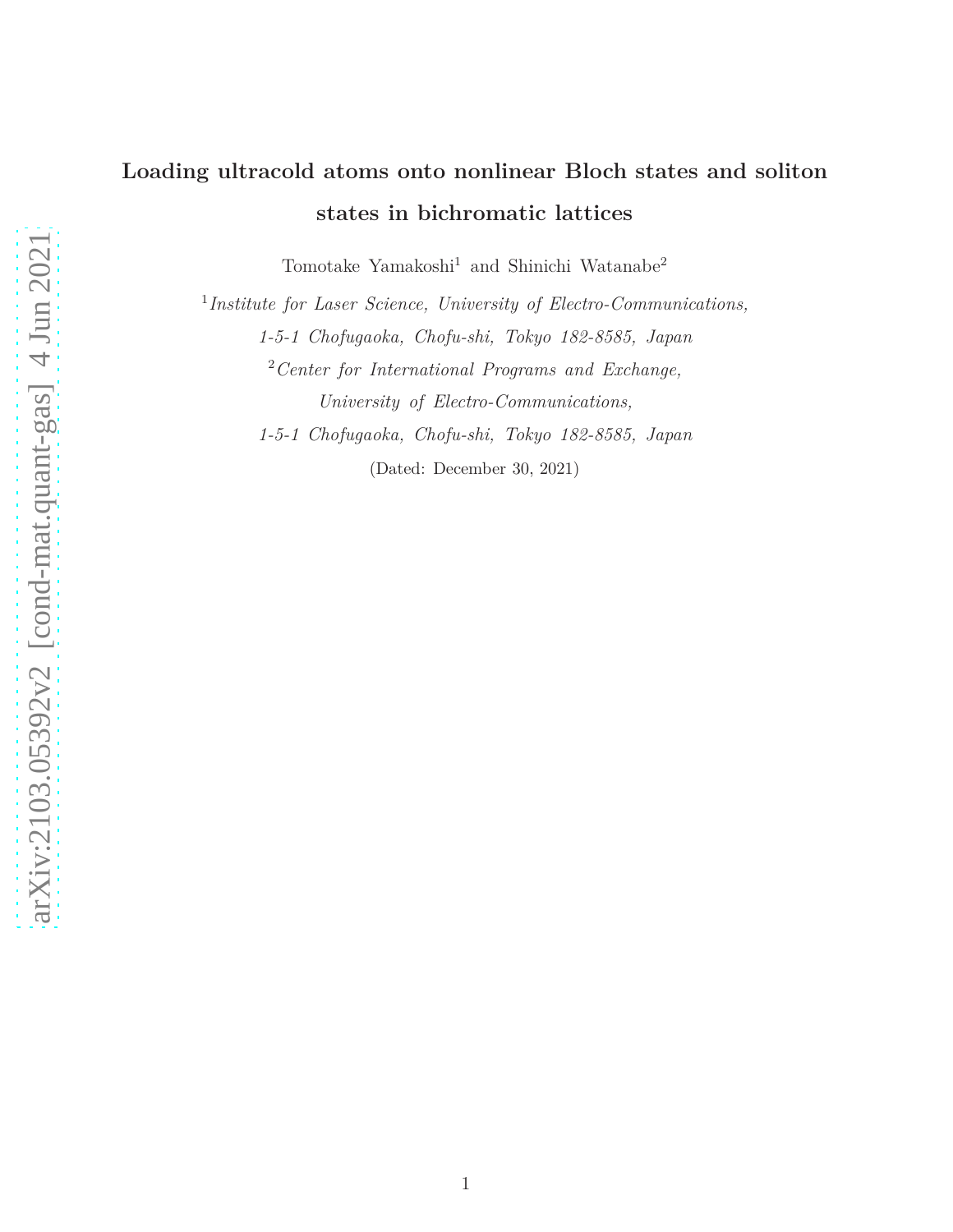# Loading ultracold atoms onto nonlinear Bloch states and soliton states in bichromatic lattices

Tomotake Yamakoshi[1] and Shinichi Watanabe[2]

[1] *Institute for Laser Science, University of Electro-Communications, 1-5-1 Chofugaoka, Chofu-shi, Tokyo 182-8585, Japan*

[2] *Center for International Programs and Exchange, University of Electro-Communications, 1-5-1 Chofugaoka, Chofu-shi, Tokyo 182-8585, Japan*

(Dated: December 30, 2021)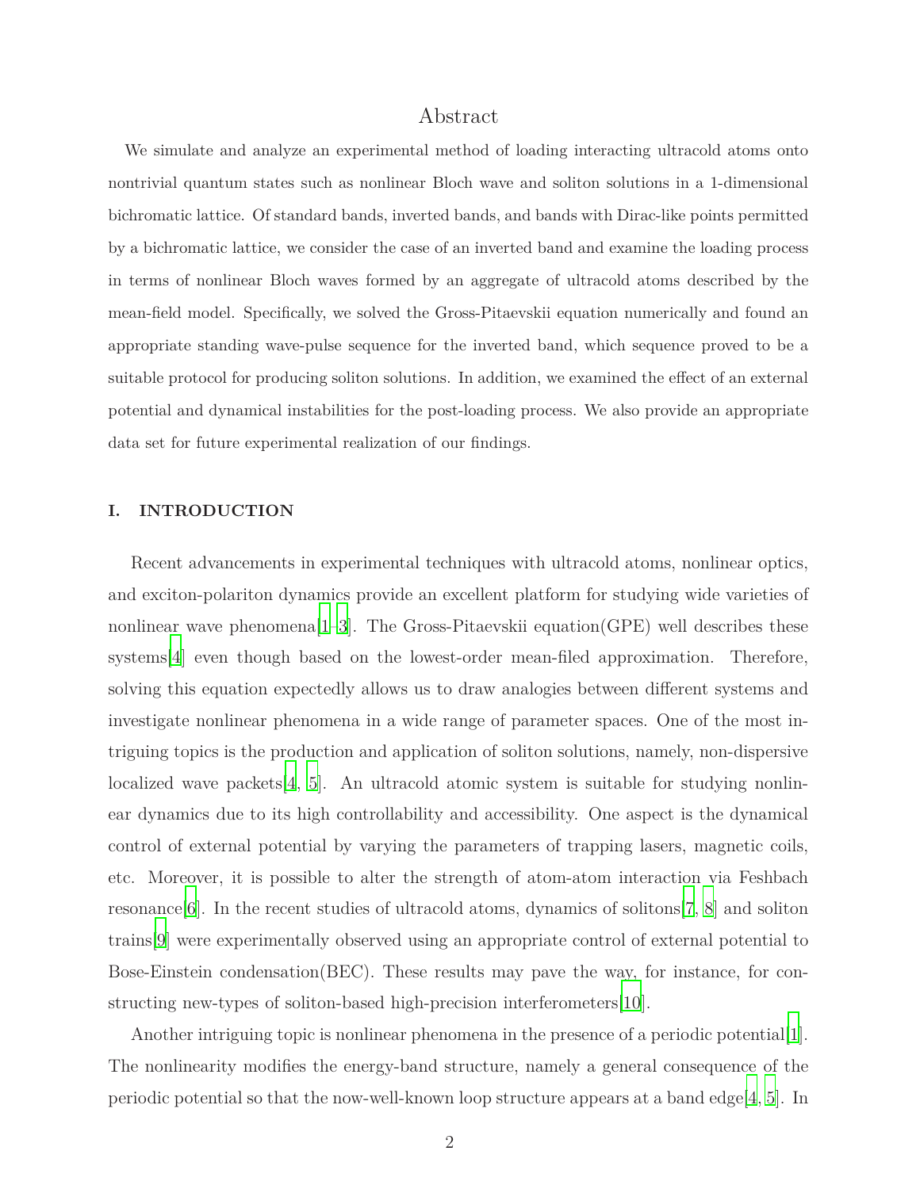# Abstract

We simulate and analyze an experimental method of loading interacting ultracold atoms onto nontrivial quantum states such as nonlinear Bloch wave and soliton solutions in a 1-dimensional bichromatic lattice. Of standard bands, inverted bands, and bands with Dirac-like points permitted by a bichromatic lattice, we consider the case of an inverted band and examine the loading process in terms of nonlinear Bloch waves formed by an aggregate of ultracold atoms described by the mean-field model. Specifically, we solved the Gross-Pitaevskii equation numerically and found an appropriate standing wave-pulse sequence for the inverted band, which sequence proved to be a suitable protocol for producing soliton solutions. In addition, we examined the effect of an external potential and dynamical instabilities for the post-loading process. We also provide an appropriate data set for future experimental realization of our findings.

## I. INTRODUCTION

Recent advancements in experimental techniques with ultracold atoms, nonlinear optics, and exciton-polariton dynamics provide an excellent platform for studying wide varieties of nonlinear wave phenomena[1–3]. The Gross-Pitaevskii equation(GPE) well describes these systems[4] even though based on the lowest-order mean-filed approximation. Therefore, solving this equation expectedly allows us to draw analogies between different systems and investigate nonlinear phenomena in a wide range of parameter spaces. One of the most intriguing topics is the production and application of soliton solutions, namely, non-dispersive localized wave packets[4, 5]. An ultracold atomic system is suitable for studying nonlinear dynamics due to its high controllability and accessibility. One aspect is the dynamical control of external potential by varying the parameters of trapping lasers, magnetic coils, etc. Moreover, it is possible to alter the strength of atom-atom interaction via Feshbach resonance[6]. In the recent studies of ultracold atoms, dynamics of solitons[7, 8] and soliton trains[9] were experimentally observed using an appropriate control of external potential to Bose-Einstein condensation(BEC). These results may pave the way, for instance, for constructing new-types of soliton-based high-precision interferometers[10].

Another intriguing topic is nonlinear phenomena in the presence of a periodic potential[1]. The nonlinearity modifies the energy-band structure, namely a general consequence of the periodic potential so that the now-well-known loop structure appears at a band edge[4, 5]. In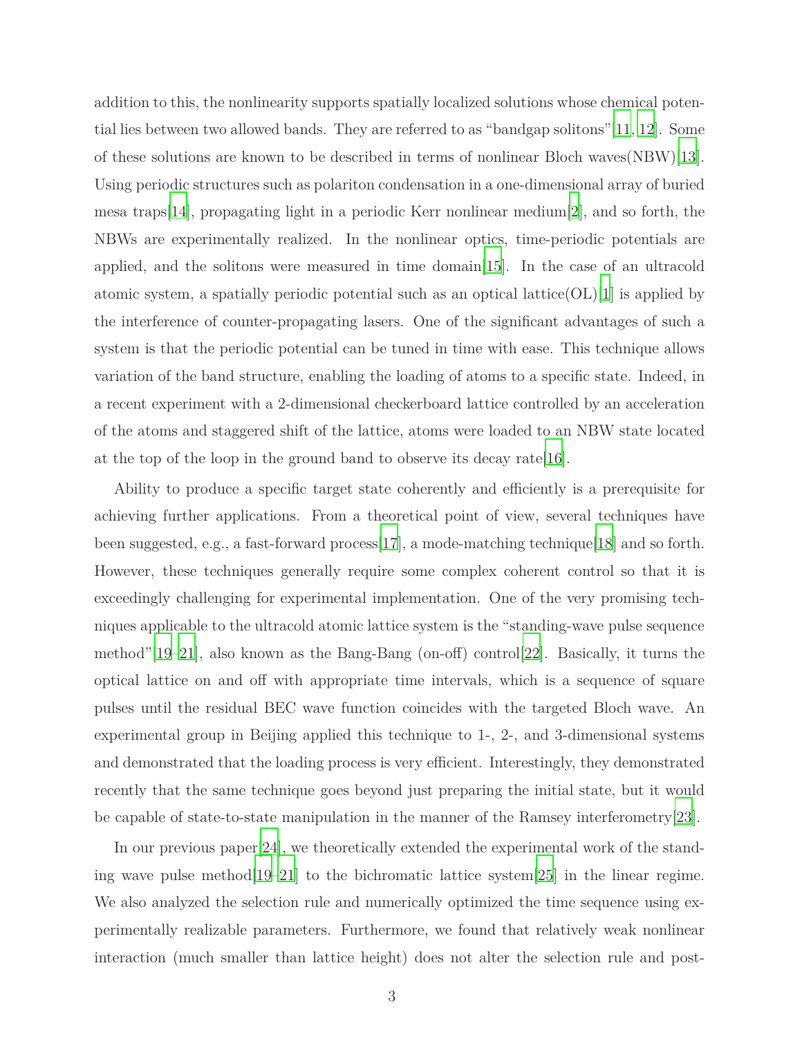addition to this, the nonlinearity supports spatially localized solutions whose chemical potential lies between two allowed bands. They are referred to as "bandgap solitons"[11, 12]. Some of these solutions are known to be described in terms of nonlinear Bloch waves(NBW)[13]. Using periodic structures such as polariton condensation in a one-dimensional array of buried mesa traps[14], propagating light in a periodic Kerr nonlinear medium[2], and so forth, the NBWs are experimentally realized. In the nonlinear optics, time-periodic potentials are applied, and the solitons were measured in time domain[15]. In the case of an ultracold atomic system, a spatially periodic potential such as an optical lattice(OL)[1] is applied by the interference of counter-propagating lasers. One of the significant advantages of such a system is that the periodic potential can be tuned in time with ease. This technique allows variation of the band structure, enabling the loading of atoms to a specific state. Indeed, in a recent experiment with a 2-dimensional checkerboard lattice controlled by an acceleration of the atoms and staggered shift of the lattice, atoms were loaded to an NBW state located at the top of the loop in the ground band to observe its decay rate[16].

Ability to produce a specific target state coherently and efficiently is a prerequisite for achieving further applications. From a theoretical point of view, several techniques have been suggested, e.g., a fast-forward process[17], a mode-matching technique[18] and so forth. However, these techniques generally require some complex coherent control so that it is exceedingly challenging for experimental implementation. One of the very promising techniques applicable to the ultracold atomic lattice system is the "standing-wave pulse sequence method"[19–21], also known as the Bang-Bang (on-off) control[22]. Basically, it turns the optical lattice on and off with appropriate time intervals, which is a sequence of square pulses until the residual BEC wave function coincides with the targeted Bloch wave. An experimental group in Beijing applied this technique to 1-, 2-, and 3-dimensional systems and demonstrated that the loading process is very efficient. Interestingly, they demonstrated recently that the same technique goes beyond just preparing the initial state, but it would be capable of state-to-state manipulation in the manner of the Ramsey interferometry[23].

In our previous paper[24], we theoretically extended the experimental work of the standing wave pulse method[19–21] to the bichromatic lattice system[25] in the linear regime. We also analyzed the selection rule and numerically optimized the time sequence using experimentally realizable parameters. Furthermore, we found that relatively weak nonlinear interaction (much smaller than lattice height) does not alter the selection rule and post-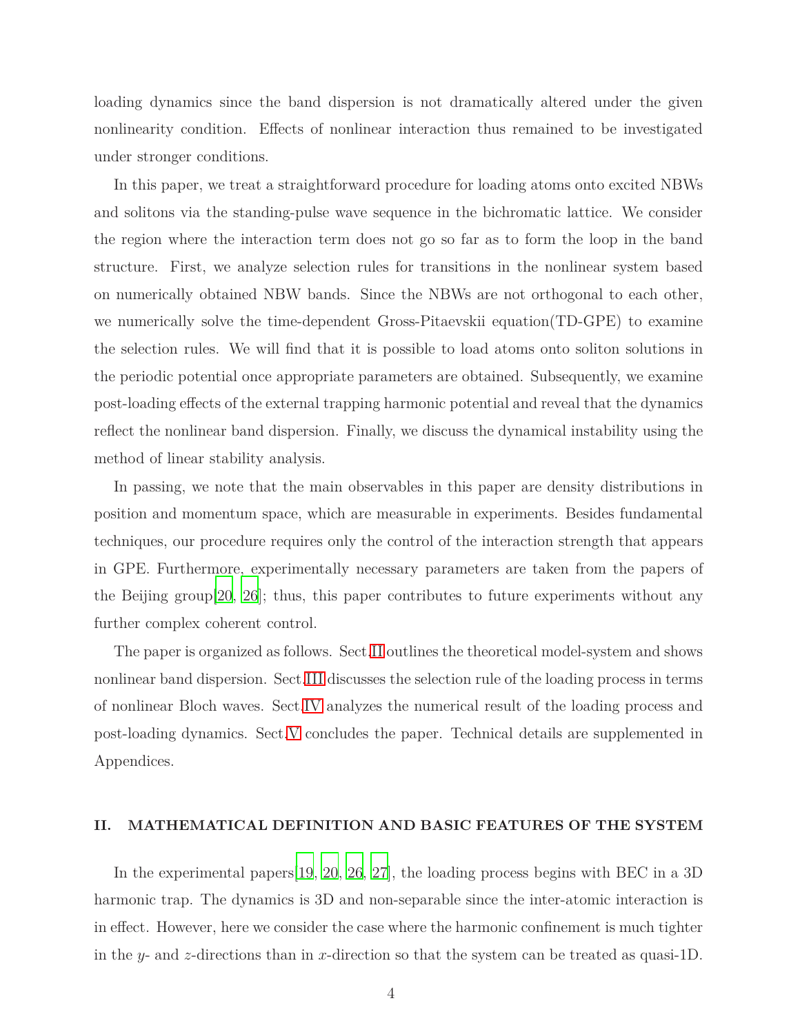loading dynamics since the band dispersion is not dramatically altered under the given nonlinearity condition. Effects of nonlinear interaction thus remained to be investigated under stronger conditions.

In this paper, we treat a straightforward procedure for loading atoms onto excited NBWs and solitons via the standing-pulse wave sequence in the bichromatic lattice. We consider the region where the interaction term does not go so far as to form the loop in the band structure. First, we analyze selection rules for transitions in the nonlinear system based on numerically obtained NBW bands. Since the NBWs are not orthogonal to each other, we numerically solve the time-dependent Gross-Pitaevskii equation(TD-GPE) to examine the selection rules. We will find that it is possible to load atoms onto soliton solutions in the periodic potential once appropriate parameters are obtained. Subsequently, we examine post-loading effects of the external trapping harmonic potential and reveal that the dynamics reflect the nonlinear band dispersion. Finally, we discuss the dynamical instability using the method of linear stability analysis.

In passing, we note that the main observables in this paper are density distributions in position and momentum space, which are measurable in experiments. Besides fundamental techniques, our procedure requires only the control of the interaction strength that appears in GPE. Furthermore, experimentally necessary parameters are taken from the papers of the Beijing group[20, 26]; thus, this paper contributes to future experiments without any further complex coherent control.

The paper is organized as follows. Sect.II outlines the theoretical model-system and shows nonlinear band dispersion. Sect.III discusses the selection rule of the loading process in terms of nonlinear Bloch waves. Sect.IV analyzes the numerical result of the loading process and post-loading dynamics. Sect.V concludes the paper. Technical details are supplemented in Appendices.

## II. MATHEMATICAL DEFINITION AND BASIC FEATURES OF THE SYSTEM

In the experimental papers[19, 20, 26, 27], the loading process begins with BEC in a 3D harmonic trap. The dynamics is 3D and non-separable since the inter-atomic interaction is in effect. However, here we consider the case where the harmonic confinement is much tighter in the $y$- and $z$-directions than in $x$-direction so that the system can be treated as quasi-1D.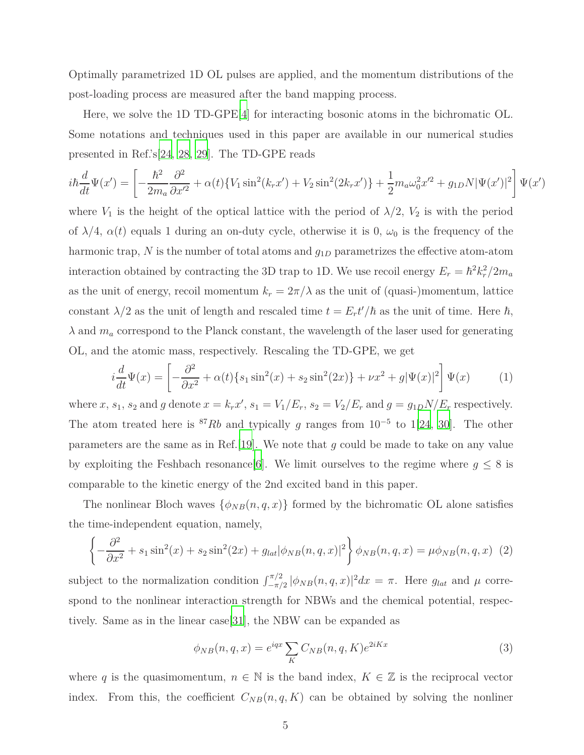Optimally parametrized 1D OL pulses are applied, and the momentum distributions of the post-loading process are measured after the band mapping process.

Here, we solve the 1D TD-GPE[4] for interacting bosonic atoms in the bichromatic OL. Some notations and techniques used in this paper are available in our numerical studies presented in Ref.'s[24, 28, 29]. The TD-GPE reads

$$i\hbar\frac{d}{dt}\Psi(x') = \left[-\frac{\hbar^2}{2m_a}\frac{\partial^2}{\partial x'^2} + \alpha(t)\{V_1\sin^2(k_r x') + V_2\sin^2(2k_r x')\} + \frac{1}{2}m_a\omega_0^2 x'^2 + g_{1D}N|\Psi(x')|^2\right]\Psi(x')$$

where $V_1$ is the height of the optical lattice with the period of $\lambda/2$, $V_2$ is with the period of $\lambda/4$, $\alpha(t)$ equals 1 during an on-duty cycle, otherwise it is 0, $\omega_0$ is the frequency of the harmonic trap, $N$ is the number of total atoms and $g_{1D}$ parametrizes the effective atom-atom interaction obtained by contracting the 3D trap to 1D. We use recoil energy $E_r = \hbar^2 k_r^2/2m_a$ as the unit of energy, recoil momentum $k_r = 2\pi/\lambda$ as the unit of (quasi-)momentum, lattice constant $\lambda/2$ as the unit of length and rescaled time $t = E_r t'/\hbar$ as the unit of time. Here $\hbar$, $\lambda$ and $m_a$ correspond to the Planck constant, the wavelength of the laser used for generating OL, and the atomic mass, respectively. Rescaling the TD-GPE, we get

$$i\frac{d}{dt}\Psi(x) = \left[-\frac{\partial^2}{\partial x^2} + \alpha(t)\{s_1\sin^2(x) + s_2\sin^2(2x)\} + \nu x^2 + g|\Psi(x)|^2\right]\Psi(x) \tag{1}$$

where $x$, $s_1$, $s_2$ and $g$ denote $x = k_r x'$, $s_1 = V_1/E_r$, $s_2 = V_2/E_r$ and $g = g_{1D}N/E_r$ respectively. The atom treated here is $^{87}Rb$ and typically $g$ ranges from $10^{-5}$ to 1[24, 30]. The other parameters are the same as in Ref.[19]. We note that $g$ could be made to take on any value by exploiting the Feshbach resonance[6]. We limit ourselves to the regime where $g \leq 8$ is comparable to the kinetic energy of the 2nd excited band in this paper.

The nonlinear Bloch waves $\{\phi_{NB}(n,q,x)\}$ formed by the bichromatic OL alone satisfies the time-independent equation, namely,

$$\left\{-\frac{\partial^2}{\partial x^2} + s_1\sin^2(x) + s_2\sin^2(2x) + g_{lat}|\phi_{NB}(n,q,x)|^2\right\}\phi_{NB}(n,q,x) = \mu\phi_{NB}(n,q,x) \tag{2}$$

subject to the normalization condition $\int_{-\pi/2}^{\pi/2}|\phi_{NB}(n,q,x)|^2 dx = \pi$. Here $g_{lat}$ and $\mu$ correspond to the nonlinear interaction strength for NBWs and the chemical potential, respectively. Same as in the linear case[31], the NBW can be expanded as

$$\phi_{NB}(n,q,x) = e^{iqx}\sum_K C_{NB}(n,q,K)e^{2iKx} \tag{3}$$

where $q$ is the quasimomentum, $n \in \mathbb{N}$ is the band index, $K \in \mathbb{Z}$ is the reciprocal vector index. From this, the coefficient $C_{NB}(n,q,K)$ can be obtained by solving the nonliner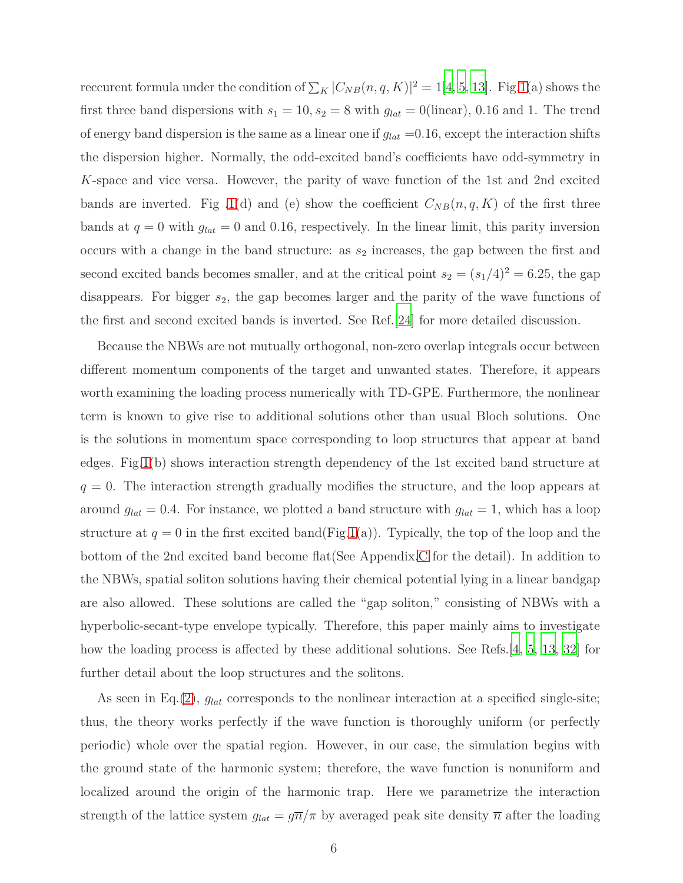reccurent formula under the condition of $\sum_K |C_{NB}(n, q, K)|^2 = 1$[4, 5, 13]. Fig.1(a) shows the first three band dispersions with $s_1 = 10, s_2 = 8$ with $g_{lat} = 0$(linear), 0.16 and 1. The trend of energy band dispersion is the same as a linear one if $g_{lat}$ =0.16, except the interaction shifts the dispersion higher. Normally, the odd-excited band's coefficients have odd-symmetry in $K$-space and vice versa. However, the parity of wave function of the 1st and 2nd excited bands are inverted. Fig .1(d) and (e) show the coefficient $C_{NB}(n, q, K)$ of the first three bands at $q = 0$ with $g_{lat} = 0$ and 0.16, respectively. In the linear limit, this parity inversion occurs with a change in the band structure: as $s_2$ increases, the gap between the first and second excited bands becomes smaller, and at the critical point $s_2 = (s_1/4)^2 = 6.25$, the gap disappears. For bigger $s_2$, the gap becomes larger and the parity of the wave functions of the first and second excited bands is inverted. See Ref.[24] for more detailed discussion.

Because the NBWs are not mutually orthogonal, non-zero overlap integrals occur between different momentum components of the target and unwanted states. Therefore, it appears worth examining the loading process numerically with TD-GPE. Furthermore, the nonlinear term is known to give rise to additional solutions other than usual Bloch solutions. One is the solutions in momentum space corresponding to loop structures that appear at band edges. Fig.1(b) shows interaction strength dependency of the 1st excited band structure at $q = 0$. The interaction strength gradually modifies the structure, and the loop appears at around $g_{lat} = 0.4$. For instance, we plotted a band structure with $g_{lat} = 1$, which has a loop structure at $q = 0$ in the first excited band(Fig.1(a)). Typically, the top of the loop and the bottom of the 2nd excited band become flat(See Appendix.C for the detail). In addition to the NBWs, spatial soliton solutions having their chemical potential lying in a linear bandgap are also allowed. These solutions are called the "gap soliton," consisting of NBWs with a hyperbolic-secant-type envelope typically. Therefore, this paper mainly aims to investigate how the loading process is affected by these additional solutions. See Refs.[4, 5, 13, 32] for further detail about the loop structures and the solitons.

As seen in Eq.(2), $g_{lat}$ corresponds to the nonlinear interaction at a specified single-site; thus, the theory works perfectly if the wave function is thoroughly uniform (or perfectly periodic) whole over the spatial region. However, in our case, the simulation begins with the ground state of the harmonic system; therefore, the wave function is nonuniform and localized around the origin of the harmonic trap. Here we parametrize the interaction strength of the lattice system $g_{lat} = g\overline{n}/\pi$ by averaged peak site density $\overline{n}$ after the loading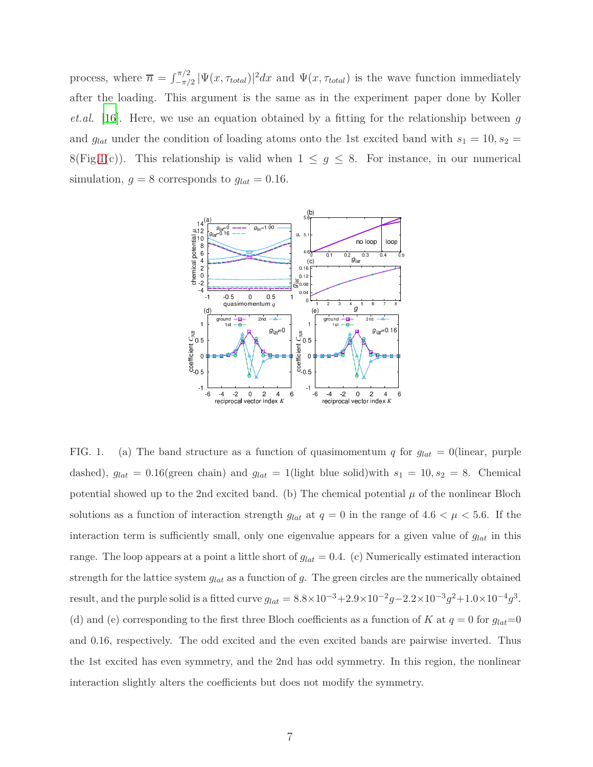process, where $\overline{n} = \int_{-\pi/2}^{\pi/2} |\Psi(x, \tau_{total})|^2 dx$ and $\Psi(x, \tau_{total})$ is the wave function immediately after the loading. This argument is the same as in the experiment paper done by Koller *et.al.* [16]. Here, we use an equation obtained by a fitting for the relationship between $g$ and $g_{lat}$ under the condition of loading atoms onto the 1st excited band with $s_1 = 10, s_2 = 8$(Fig.1(c)). This relationship is valid when $1 \leq g \leq 8$. For instance, in our numerical simulation, $g = 8$ corresponds to $g_{lat} = 0.16$.

(a)
chemical potential μ
14
12
10
8
6
4
2
0
-2
-4
g_lat=0
g_lat=0.16
g_lat=1.00
-1 -0.5 0 0.5 1
quasimomentum q

(b)
μ
5.6
5.1
4.6
no loop
loop
0 0.1 0.2 0.3 0.4 0.5
g_lat

(c)
g_lat
0.16
0.12
0.08
0.04
0
1 2 3 4 5 6 7 8
g

(d)
coefficient C_NB
ground
1st
2nd
g_lat=0
1
0.5
0
-0.5
-1
-6 -4 -2 0 2 4 6
reciprocal vector index K

(e)
coefficient C_NB
ground
1st
2nd
g_lat=0.16
1
0.5
0
-0.5
-1
-6 -4 -2 0 2 4 6
reciprocal vector index K

FIG. 1. (a) The band structure as a function of quasimomentum $q$ for $g_{lat} = 0$(linear, purple dashed), $g_{lat} = 0.16$(green chain) and $g_{lat} = 1$(light blue solid)with $s_1 = 10, s_2 = 8$. Chemical potential showed up to the 2nd excited band. (b) The chemical potential $\mu$ of the nonlinear Bloch solutions as a function of interaction strength $g_{lat}$ at $q = 0$ in the range of $4.6 < \mu < 5.6$. If the interaction term is sufficiently small, only one eigenvalue appears for a given value of $g_{lat}$ in this range. The loop appears at a point a little short of $g_{lat} = 0.4$. (c) Numerically estimated interaction strength for the lattice system $g_{lat}$ as a function of $g$. The green circles are the numerically obtained result, and the purple solid is a fitted curve $g_{lat} = 8.8 \times 10^{-3} + 2.9 \times 10^{-2} g - 2.2 \times 10^{-3} g^2 + 1.0 \times 10^{-4} g^3$. (d) and (e) corresponding to the first three Bloch coefficients as a function of $K$ at $q = 0$ for $g_{lat}$=0 and 0.16, respectively. The odd excited and the even excited bands are pairwise inverted. Thus the 1st excited has even symmetry, and the 2nd has odd symmetry. In this region, the nonlinear interaction slightly alters the coefficients but does not modify the symmetry.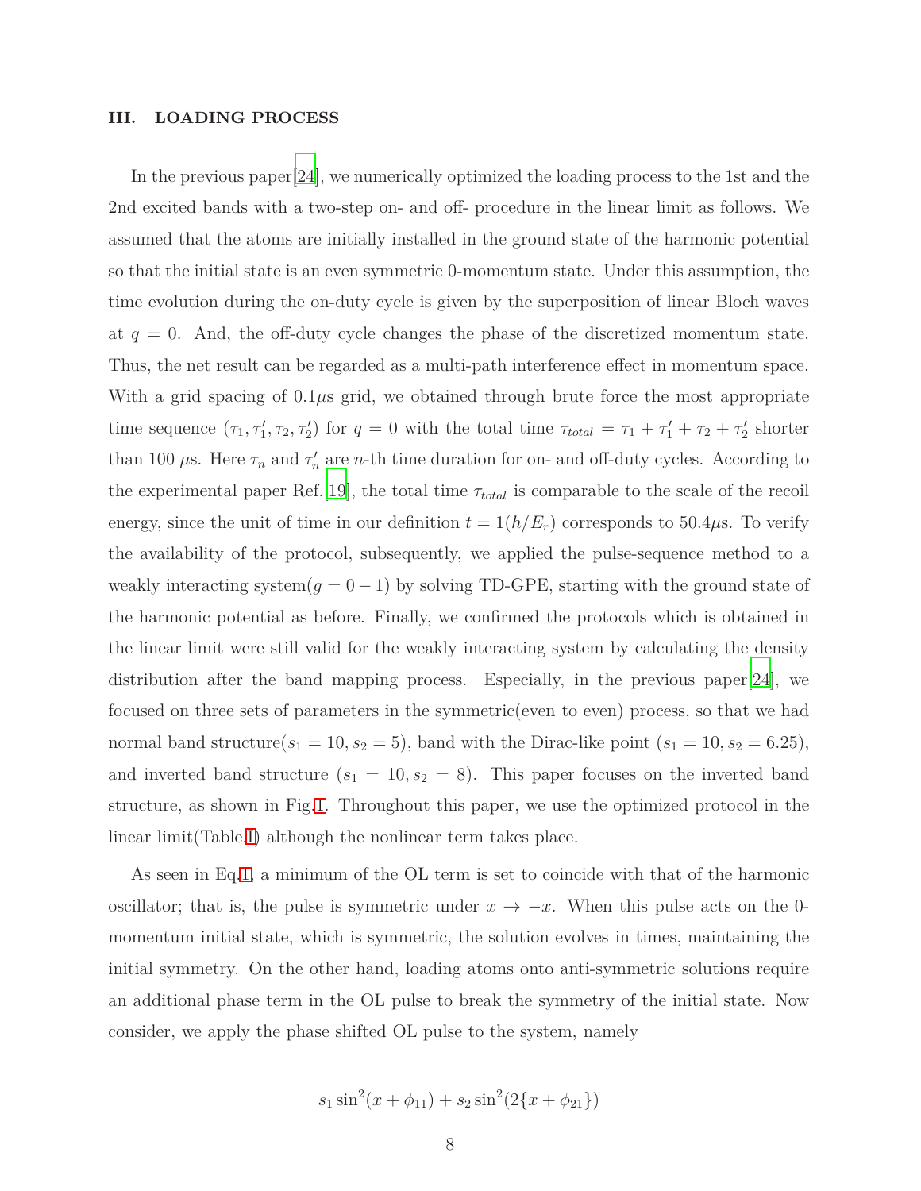### III. LOADING PROCESS

In the previous paper[24], we numerically optimized the loading process to the 1st and the 2nd excited bands with a two-step on- and off- procedure in the linear limit as follows. We assumed that the atoms are initially installed in the ground state of the harmonic potential so that the initial state is an even symmetric 0-momentum state. Under this assumption, the time evolution during the on-duty cycle is given by the superposition of linear Bloch waves at $q = 0$. And, the off-duty cycle changes the phase of the discretized momentum state. Thus, the net result can be regarded as a multi-path interference effect in momentum space. With a grid spacing of 0.1$\mu$s grid, we obtained through brute force the most appropriate time sequence $(\tau_1, \tau_1', \tau_2, \tau_2')$ for $q = 0$ with the total time $\tau_{total} = \tau_1 + \tau_1' + \tau_2 + \tau_2'$ shorter than 100 $\mu$s. Here $\tau_n$ and $\tau_n'$ are $n$-th time duration for on- and off-duty cycles. According to the experimental paper Ref.[19], the total time $\tau_{total}$ is comparable to the scale of the recoil energy, since the unit of time in our definition $t = 1(\hbar/E_r)$ corresponds to 50.4$\mu$s. To verify the availability of the protocol, subsequently, we applied the pulse-sequence method to a weakly interacting system($g = 0 - 1$) by solving TD-GPE, starting with the ground state of the harmonic potential as before. Finally, we confirmed the protocols which is obtained in the linear limit were still valid for the weakly interacting system by calculating the density distribution after the band mapping process. Especially, in the previous paper[24], we focused on three sets of parameters in the symmetric(even to even) process, so that we had normal band structure($s_1 = 10, s_2 = 5$), band with the Dirac-like point ($s_1 = 10, s_2 = 6.25$), and inverted band structure ($s_1 = 10, s_2 = 8$). This paper focuses on the inverted band structure, as shown in Fig.1. Throughout this paper, we use the optimized protocol in the linear limit(Table.I) although the nonlinear term takes place.

As seen in Eq.1, a minimum of the OL term is set to coincide with that of the harmonic oscillator; that is, the pulse is symmetric under $x \to -x$. When this pulse acts on the 0-momentum initial state, which is symmetric, the solution evolves in times, maintaining the initial symmetry. On the other hand, loading atoms onto anti-symmetric solutions require an additional phase term in the OL pulse to break the symmetry of the initial state. Now consider, we apply the phase shifted OL pulse to the system, namely

$$s_1 \sin^2(x + \phi_{11}) + s_2 \sin^2(2\{x + \phi_{21}\})$$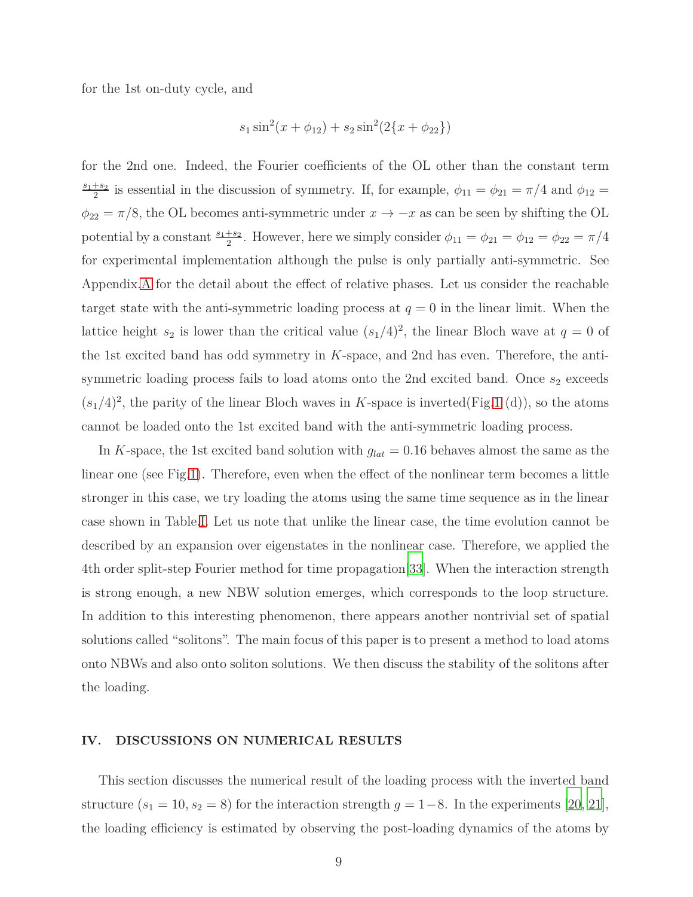for the 1st on-duty cycle, and

$$s_1 \sin^2(x + \phi_{12}) + s_2 \sin^2(2\{x + \phi_{22}\})$$

for the 2nd one. Indeed, the Fourier coefficients of the OL other than the constant term $\frac{s_1+s_2}{2}$ is essential in the discussion of symmetry. If, for example, $\phi_{11} = \phi_{21} = \pi/4$ and $\phi_{12} = \phi_{22} = \pi/8$, the OL becomes anti-symmetric under $x \to -x$ as can be seen by shifting the OL potential by a constant $\frac{s_1+s_2}{2}$. However, here we simply consider $\phi_{11} = \phi_{21} = \phi_{12} = \phi_{22} = \pi/4$ for experimental implementation although the pulse is only partially anti-symmetric. See Appendix.A for the detail about the effect of relative phases. Let us consider the reachable target state with the anti-symmetric loading process at $q = 0$ in the linear limit. When the lattice height $s_2$ is lower than the critical value $(s_1/4)^2$, the linear Bloch wave at $q = 0$ of the 1st excited band has odd symmetry in $K$-space, and 2nd has even. Therefore, the anti-symmetric loading process fails to load atoms onto the 2nd excited band. Once $s_2$ exceeds $(s_1/4)^2$, the parity of the linear Bloch waves in $K$-space is inverted(Fig.1 (d)), so the atoms cannot be loaded onto the 1st excited band with the anti-symmetric loading process.

In $K$-space, the 1st excited band solution with $g_{lat} = 0.16$ behaves almost the same as the linear one (see Fig.1). Therefore, even when the effect of the nonlinear term becomes a little stronger in this case, we try loading the atoms using the same time sequence as in the linear case shown in Table.I. Let us note that unlike the linear case, the time evolution cannot be described by an expansion over eigenstates in the nonlinear case. Therefore, we applied the 4th order split-step Fourier method for time propagation[33]. When the interaction strength is strong enough, a new NBW solution emerges, which corresponds to the loop structure. In addition to this interesting phenomenon, there appears another nontrivial set of spatial solutions called "solitons". The main focus of this paper is to present a method to load atoms onto NBWs and also onto soliton solutions. We then discuss the stability of the solitons after the loading.

## IV. DISCUSSIONS ON NUMERICAL RESULTS

This section discusses the numerical result of the loading process with the inverted band structure ($s_1 = 10, s_2 = 8$) for the interaction strength $g = 1-8$. In the experiments [20, 21], the loading efficiency is estimated by observing the post-loading dynamics of the atoms by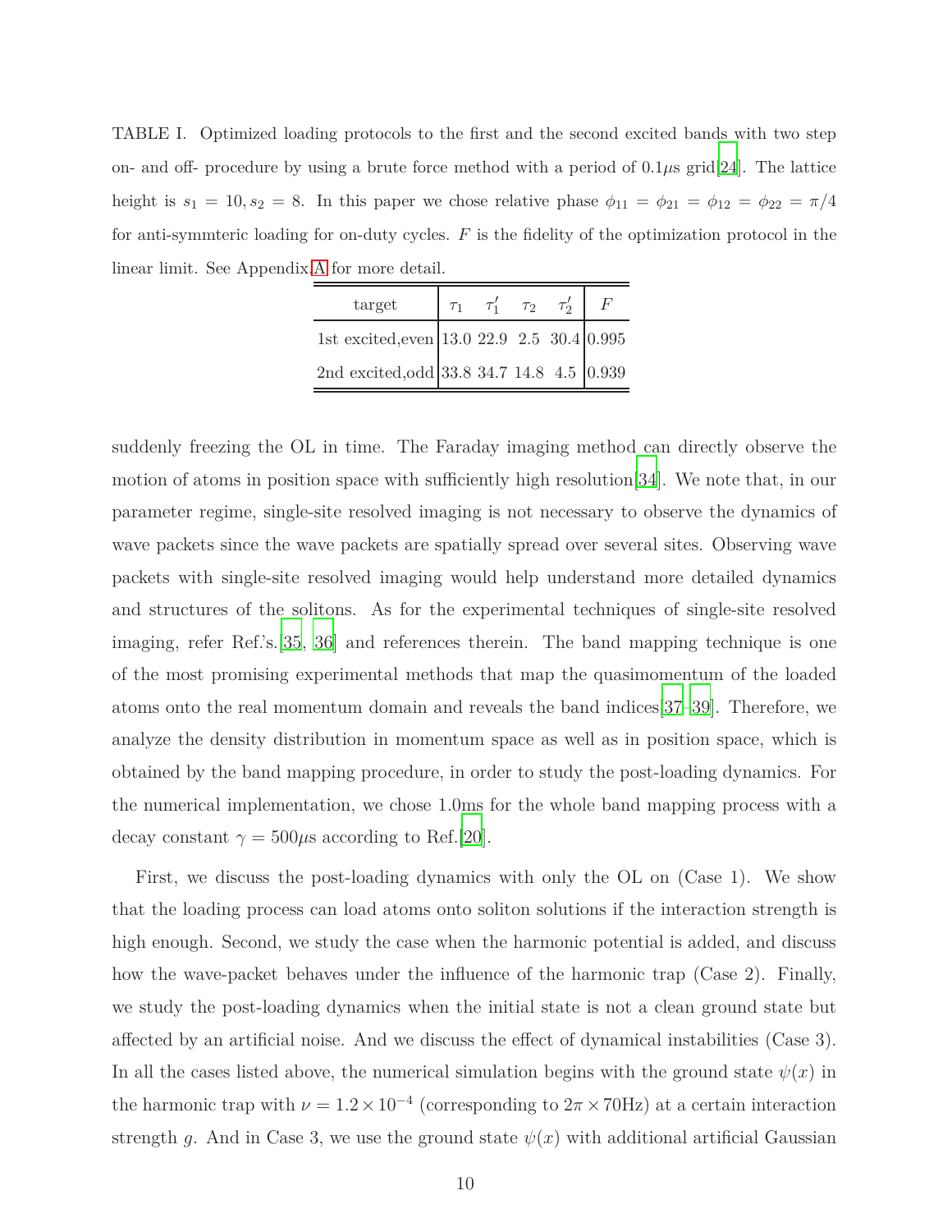TABLE I. Optimized loading protocols to the first and the second excited bands with two step on- and off- procedure by using a brute force method with a period of $0.1\mu$s grid[24]. The lattice height is $s_1 = 10, s_2 = 8$. In this paper we chose relative phase $\phi_{11} = \phi_{21} = \phi_{12} = \phi_{22} = \pi/4$ for anti-symmteric loading for on-duty cycles. $F$ is the fidelity of the optimization protocol in the linear limit. See Appendix A for more detail.

| target | $\tau_1$ | $\tau_1'$ | $\tau_2$ | $\tau_2'$ | $F$ |
|---|---|---|---|---|---|
| 1st excited,even | 13.0 | 22.9 | 2.5 | 30.4 | 0.995 |
| 2nd excited,odd | 33.8 | 34.7 | 14.8 | 4.5 | 0.939 |

suddenly freezing the OL in time. The Faraday imaging method can directly observe the motion of atoms in position space with sufficiently high resolution[34]. We note that, in our parameter regime, single-site resolved imaging is not necessary to observe the dynamics of wave packets since the wave packets are spatially spread over several sites. Observing wave packets with single-site resolved imaging would help understand more detailed dynamics and structures of the solitons. As for the experimental techniques of single-site resolved imaging, refer Ref.'s.[35, 36] and references therein. The band mapping technique is one of the most promising experimental methods that map the quasimomentum of the loaded atoms onto the real momentum domain and reveals the band indices[37–39]. Therefore, we analyze the density distribution in momentum space as well as in position space, which is obtained by the band mapping procedure, in order to study the post-loading dynamics. For the numerical implementation, we chose 1.0ms for the whole band mapping process with a decay constant $\gamma = 500\mu$s according to Ref.[20].

First, we discuss the post-loading dynamics with only the OL on (Case 1). We show that the loading process can load atoms onto soliton solutions if the interaction strength is high enough. Second, we study the case when the harmonic potential is added, and discuss how the wave-packet behaves under the influence of the harmonic trap (Case 2). Finally, we study the post-loading dynamics when the initial state is not a clean ground state but affected by an artificial noise. And we discuss the effect of dynamical instabilities (Case 3). In all the cases listed above, the numerical simulation begins with the ground state $\psi(x)$ in the harmonic trap with $\nu = 1.2 \times 10^{-4}$ (corresponding to $2\pi \times 70$Hz) at a certain interaction strength $g$. And in Case 3, we use the ground state $\psi(x)$ with additional artificial Gaussian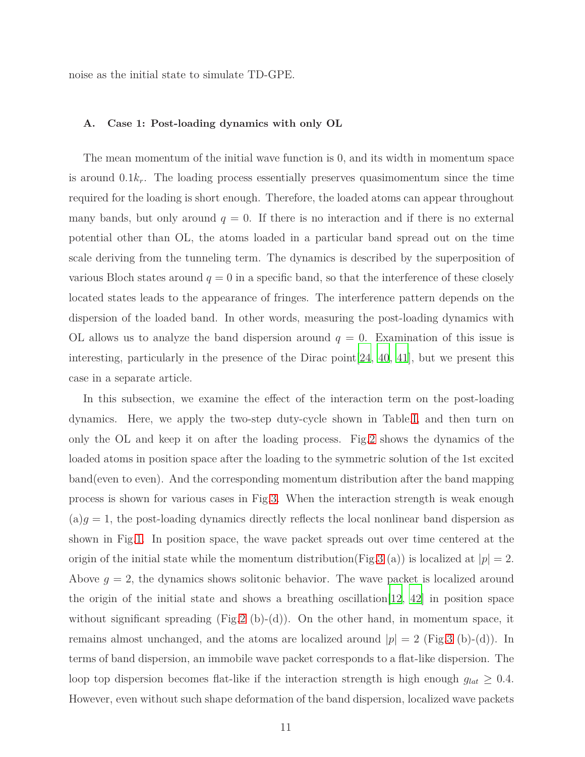noise as the initial state to simulate TD-GPE.

### A. Case 1: Post-loading dynamics with only OL

The mean momentum of the initial wave function is 0, and its width in momentum space is around $0.1k_r$. The loading process essentially preserves quasimomentum since the time required for the loading is short enough. Therefore, the loaded atoms can appear throughout many bands, but only around $q = 0$. If there is no interaction and if there is no external potential other than OL, the atoms loaded in a particular band spread out on the time scale deriving from the tunneling term. The dynamics is described by the superposition of various Bloch states around $q = 0$ in a specific band, so that the interference of these closely located states leads to the appearance of fringes. The interference pattern depends on the dispersion of the loaded band. In other words, measuring the post-loading dynamics with OL allows us to analyze the band dispersion around $q = 0$. Examination of this issue is interesting, particularly in the presence of the Dirac point[24, 40, 41], but we present this case in a separate article.

In this subsection, we examine the effect of the interaction term on the post-loading dynamics. Here, we apply the two-step duty-cycle shown in Table.I, and then turn on only the OL and keep it on after the loading process. Fig.2 shows the dynamics of the loaded atoms in position space after the loading to the symmetric solution of the 1st excited band(even to even). And the corresponding momentum distribution after the band mapping process is shown for various cases in Fig.3. When the interaction strength is weak enough (a)$g = 1$, the post-loading dynamics directly reflects the local nonlinear band dispersion as shown in Fig.1. In position space, the wave packet spreads out over time centered at the origin of the initial state while the momentum distribution(Fig.3 (a)) is localized at $|p| = 2$. Above $g = 2$, the dynamics shows solitonic behavior. The wave packet is localized around the origin of the initial state and shows a breathing oscillation[12, 42] in position space without significant spreading (Fig.2 (b)-(d)). On the other hand, in momentum space, it remains almost unchanged, and the atoms are localized around $|p| = 2$ (Fig.3 (b)-(d)). In terms of band dispersion, an immobile wave packet corresponds to a flat-like dispersion. The loop top dispersion becomes flat-like if the interaction strength is high enough $g_{lat} \geq 0.4$. However, even without such shape deformation of the band dispersion, localized wave packets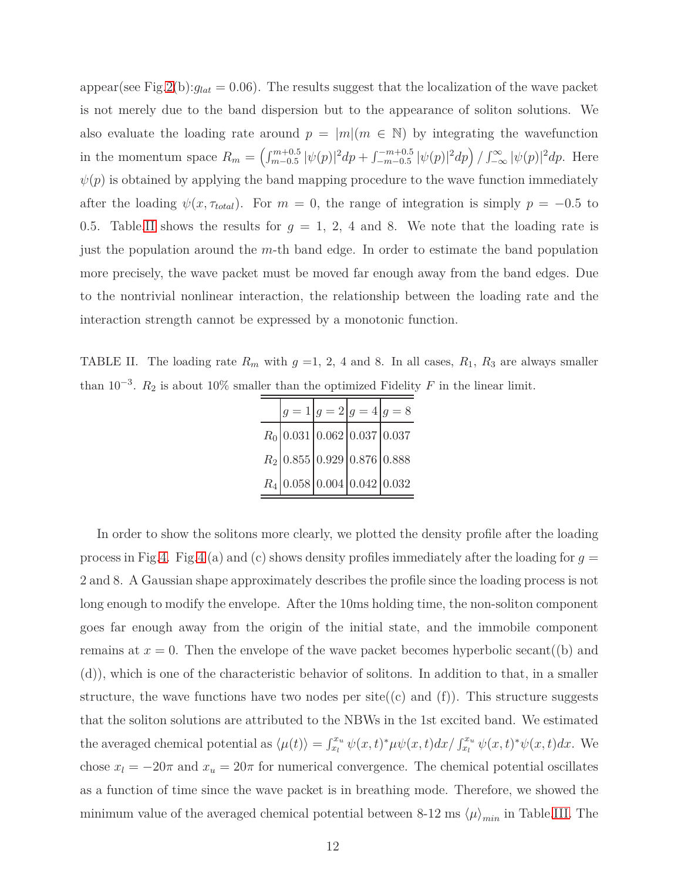appear(see Fig.2(b):$g_{lat} = 0.06$). The results suggest that the localization of the wave packet is not merely due to the band dispersion but to the appearance of soliton solutions. We also evaluate the loading rate around $p = |m| (m \in \mathbb{N})$ by integrating the wavefunction in the momentum space $R_m = \left( \int_{m-0.5}^{m+0.5} |\psi(p)|^2 dp + \int_{-m-0.5}^{-m+0.5} |\psi(p)|^2 dp \right) / \int_{-\infty}^{\infty} |\psi(p)|^2 dp$. Here $\psi(p)$ is obtained by applying the band mapping procedure to the wave function immediately after the loading $\psi(x, \tau_{total})$. For $m = 0$, the range of integration is simply $p = -0.5$ to $0.5$. Table.II shows the results for $g = 1$, 2, 4 and 8. We note that the loading rate is just the population around the $m$-th band edge. In order to estimate the band population more precisely, the wave packet must be moved far enough away from the band edges. Due to the nontrivial nonlinear interaction, the relationship between the loading rate and the interaction strength cannot be expressed by a monotonic function.

TABLE II. The loading rate $R_m$ with $g$ =1, 2, 4 and 8. In all cases, $R_1$, $R_3$ are always smaller than $10^{-3}$. $R_2$ is about 10% smaller than the optimized Fidelity $F$ in the linear limit.

| | $g = 1$ | $g = 2$ | $g = 4$ | $g = 8$ |
|---|---|---|---|---|
| $R_0$ | 0.031 | 0.062 | 0.037 | 0.037 |
| $R_2$ | 0.855 | 0.929 | 0.876 | 0.888 |
| $R_4$ | 0.058 | 0.004 | 0.042 | 0.032 |

In order to show the solitons more clearly, we plotted the density profile after the loading process in Fig.4. Fig.4(a) and (c) shows density profiles immediately after the loading for $g =$ 2 and 8. A Gaussian shape approximately describes the profile since the loading process is not long enough to modify the envelope. After the 10ms holding time, the non-soliton component goes far enough away from the origin of the initial state, and the immobile component remains at $x = 0$. Then the envelope of the wave packet becomes hyperbolic secant((b) and (d)), which is one of the characteristic behavior of solitons. In addition to that, in a smaller structure, the wave functions have two nodes per site((c) and (f)). This structure suggests that the soliton solutions are attributed to the NBWs in the 1st excited band. We estimated the averaged chemical potential as $\langle \mu(t) \rangle = \int_{x_l}^{x_u} \psi(x,t)^* \mu \psi(x,t) dx / \int_{x_l}^{x_u} \psi(x,t)^* \psi(x,t) dx$. We chose $x_l = -20\pi$ and $x_u = 20\pi$ for numerical convergence. The chemical potential oscillates as a function of time since the wave packet is in breathing mode. Therefore, we showed the minimum value of the averaged chemical potential between 8-12 ms $\langle \mu \rangle_{min}$ in Table.III. The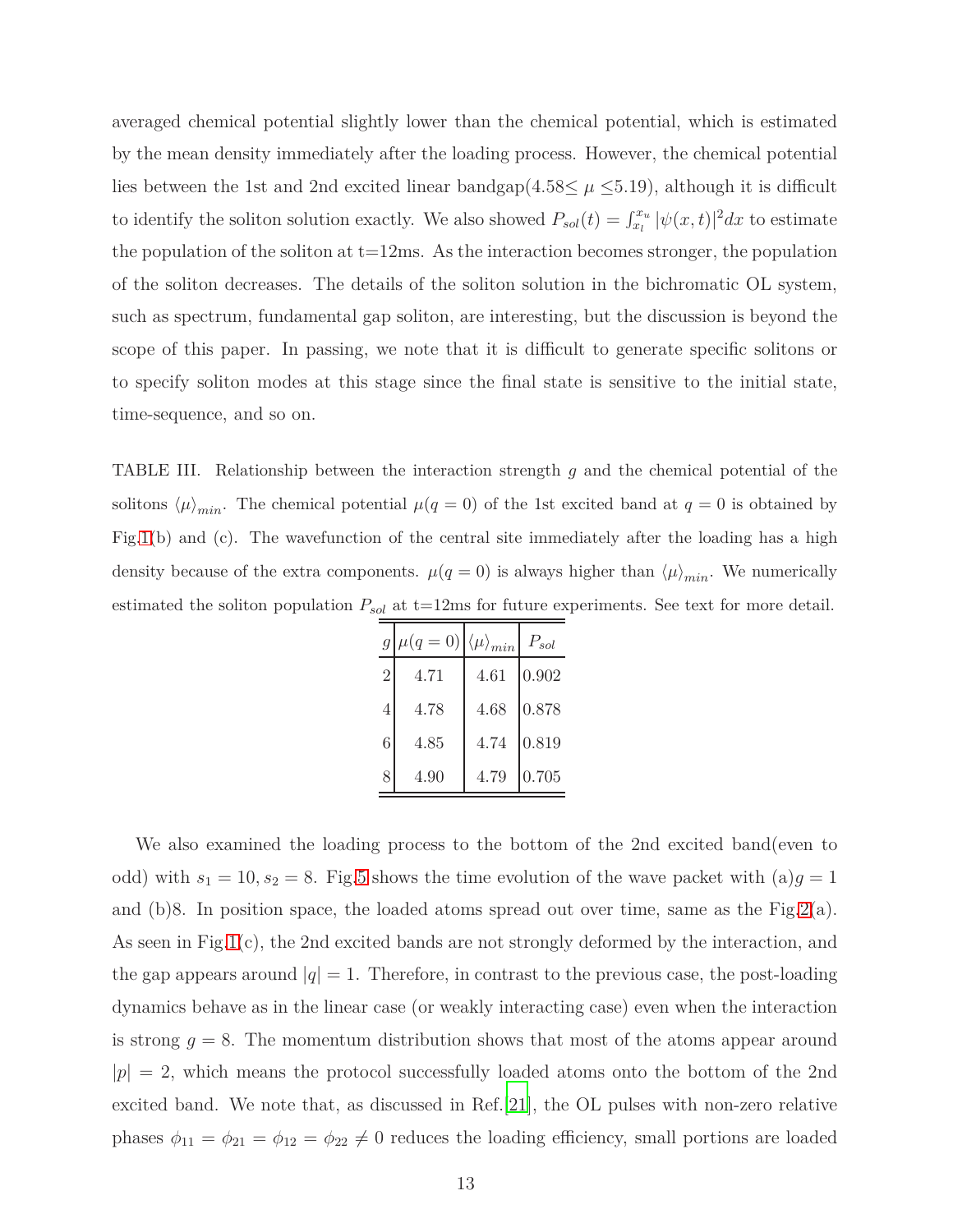averaged chemical potential slightly lower than the chemical potential, which is estimated by the mean density immediately after the loading process. However, the chemical potential lies between the 1st and 2nd excited linear bandgap($4.58 \leq \mu \leq 5.19$), although it is difficult to identify the soliton solution exactly. We also showed $P_{sol}(t) = \int_{x_l}^{x_u} |\psi(x,t)|^2 dx$ to estimate the population of the soliton at t=12ms. As the interaction becomes stronger, the population of the soliton decreases. The details of the soliton solution in the bichromatic OL system, such as spectrum, fundamental gap soliton, are interesting, but the discussion is beyond the scope of this paper. In passing, we note that it is difficult to generate specific solitons or to specify soliton modes at this stage since the final state is sensitive to the initial state, time-sequence, and so on.

TABLE III. Relationship between the interaction strength $g$ and the chemical potential of the solitons $\langle \mu \rangle_{min}$. The chemical potential $\mu(q=0)$ of the 1st excited band at $q=0$ is obtained by Fig.1(b) and (c). The wavefunction of the central site immediately after the loading has a high density because of the extra components. $\mu(q=0)$ is always higher than $\langle \mu \rangle_{min}$. We numerically estimated the soliton population $P_{sol}$ at t=12ms for future experiments. See text for more detail.

| $g$ | $\mu(q=0)$ | $\langle \mu \rangle_{min}$ | $P_{sol}$ |
|---|---|---|---|
| 2 | 4.71 | 4.61 | 0.902 |
| 4 | 4.78 | 4.68 | 0.878 |
| 6 | 4.85 | 4.74 | 0.819 |
| 8 | 4.90 | 4.79 | 0.705 |

We also examined the loading process to the bottom of the 2nd excited band(even to odd) with $s_1 = 10, s_2 = 8$. Fig.5 shows the time evolution of the wave packet with (a)$g = 1$ and (b)8. In position space, the loaded atoms spread out over time, same as the Fig.2(a). As seen in Fig.1(c), the 2nd excited bands are not strongly deformed by the interaction, and the gap appears around $|q| = 1$. Therefore, in contrast to the previous case, the post-loading dynamics behave as in the linear case (or weakly interacting case) even when the interaction is strong $g = 8$. The momentum distribution shows that most of the atoms appear around $|p| = 2$, which means the protocol successfully loaded atoms onto the bottom of the 2nd excited band. We note that, as discussed in Ref.[21], the OL pulses with non-zero relative phases $\phi_{11} = \phi_{21} = \phi_{12} = \phi_{22} \neq 0$ reduces the loading efficiency, small portions are loaded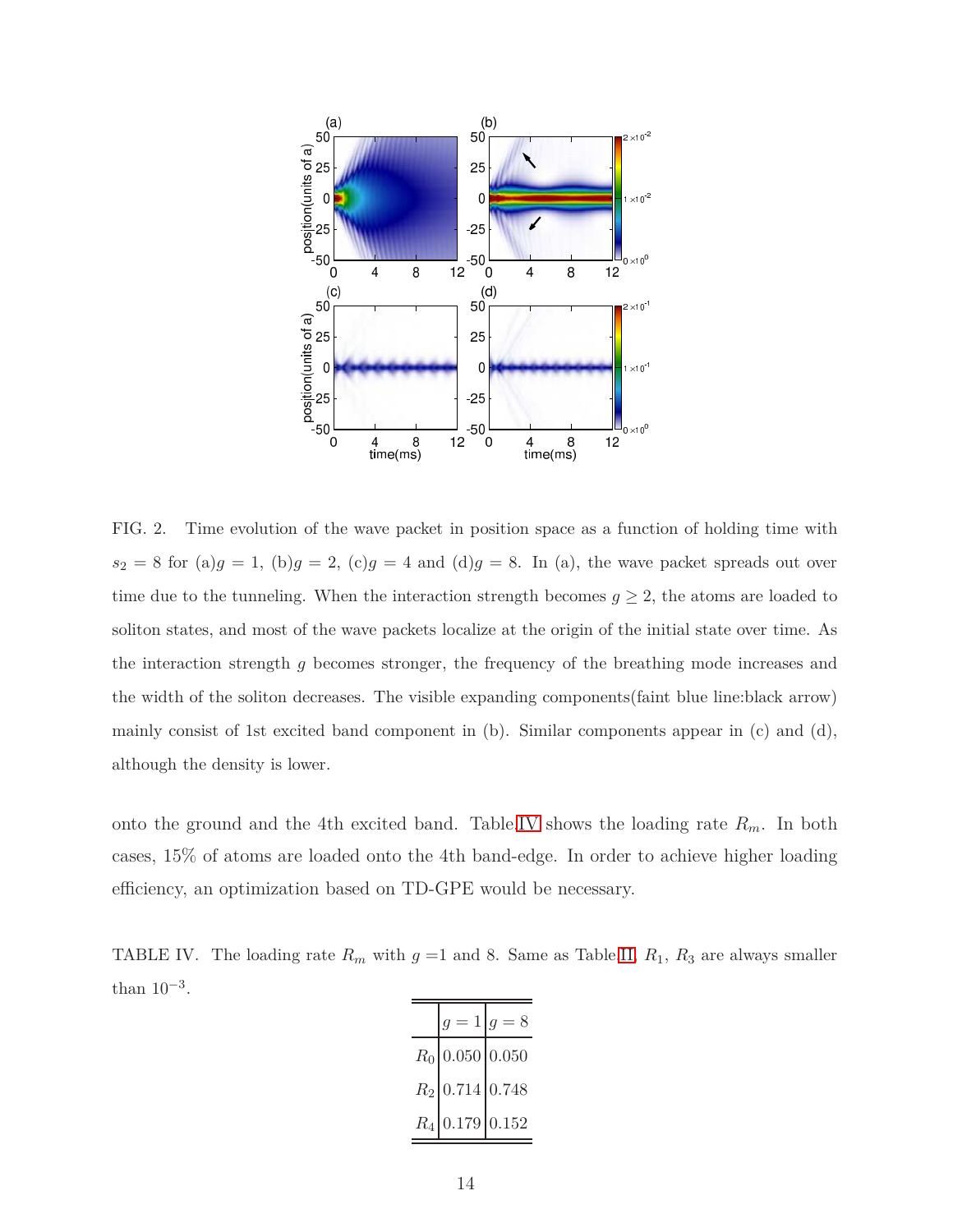(a)
50
25
0
-25
-50
position(units of a)
0 4 8 12

(b)
50
25
0
-25
-50
0 4 8 12
$2\times10^{-2}$
$1\times10^{-2}$
$0\times10^{0}$

(c)
50
25
0
-25
-50
position(units of a)
0 4 8 12
time(ms)

(d)
50
25
0
-25
-50
0 4 8 12
time(ms)
$2\times10^{-1}$
$1\times10^{-1}$
$0\times10^{0}$

FIG. 2. Time evolution of the wave packet in position space as a function of holding time with $s_2 = 8$ for (a)$g = 1$, (b)$g = 2$, (c)$g = 4$ and (d)$g = 8$. In (a), the wave packet spreads out over time due to the tunneling. When the interaction strength becomes $g \geq 2$, the atoms are loaded to soliton states, and most of the wave packets localize at the origin of the initial state over time. As the interaction strength $g$ becomes stronger, the frequency of the breathing mode increases and the width of the soliton decreases. The visible expanding components(faint blue line:black arrow) mainly consist of 1st excited band component in (b). Similar components appear in (c) and (d), although the density is lower.

onto the ground and the 4th excited band. Table IV shows the loading rate $R_m$. In both cases, 15% of atoms are loaded onto the 4th band-edge. In order to achieve higher loading efficiency, an optimization based on TD-GPE would be necessary.

TABLE IV. The loading rate $R_m$ with $g$ =1 and 8. Same as Table II, $R_1$, $R_3$ are always smaller than $10^{-3}$.

| | $g = 1$ | $g = 8$ |
|---|---|---|
| $R_0$ | 0.050 | 0.050 |
| $R_2$ | 0.714 | 0.748 |
| $R_4$ | 0.179 | 0.152 |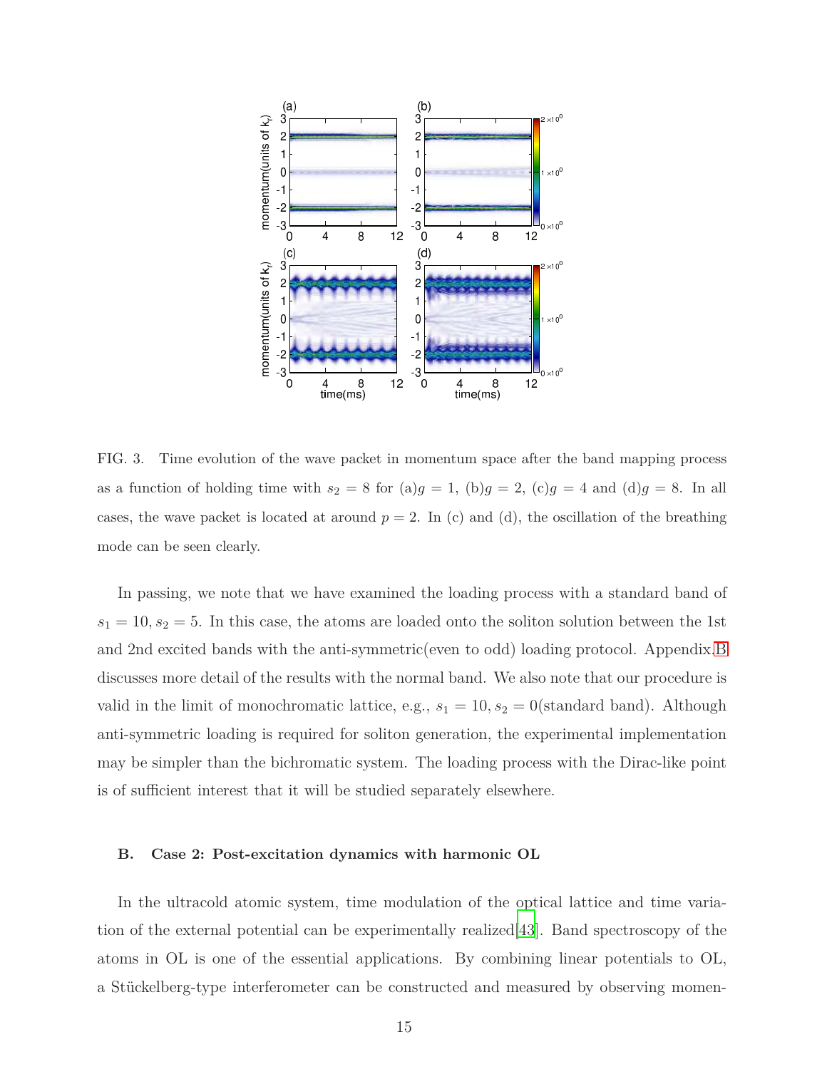(a)
(b)
momentum(units of $k_l$)
3
2
1
0
-1
-2
-3
0 4 8 12
$2\times10^0$
$1\times10^0$
$0\times10^0$
(c)
(d)
time(ms)

FIG. 3. Time evolution of the wave packet in momentum space after the band mapping process as a function of holding time with $s_2 = 8$ for (a)$g = 1$, (b)$g = 2$, (c)$g = 4$ and (d)$g = 8$. In all cases, the wave packet is located at around $p = 2$. In (c) and (d), the oscillation of the breathing mode can be seen clearly.

In passing, we note that we have examined the loading process with a standard band of $s_1 = 10, s_2 = 5$. In this case, the atoms are loaded onto the soliton solution between the 1st and 2nd excited bands with the anti-symmetric(even to odd) loading protocol. Appendix.B discusses more detail of the results with the normal band. We also note that our procedure is valid in the limit of monochromatic lattice, e.g., $s_1 = 10, s_2 = 0$(standard band). Although anti-symmetric loading is required for soliton generation, the experimental implementation may be simpler than the bichromatic system. The loading process with the Dirac-like point is of sufficient interest that it will be studied separately elsewhere.

### B. Case 2: Post-excitation dynamics with harmonic OL

In the ultracold atomic system, time modulation of the optical lattice and time variation of the external potential can be experimentally realized[43]. Band spectroscopy of the atoms in OL is one of the essential applications. By combining linear potentials to OL, a Stückelberg-type interferometer can be constructed and measured by observing momen-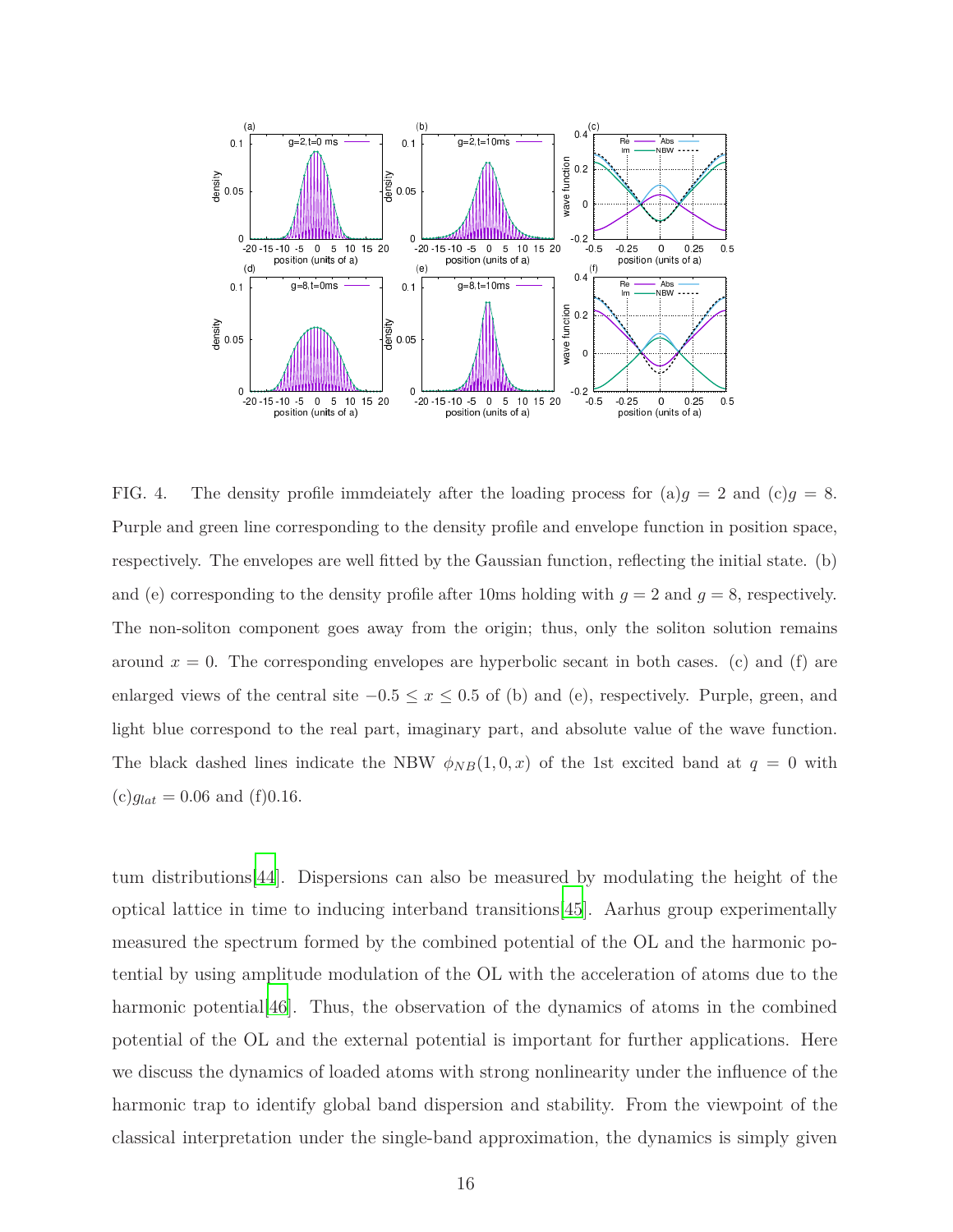(a)
g=2,t=0 ms
density
0.1
0.05
0
-20 -15 -10 -5 0 5 10 15 20
position (units of a)

(b)
g=2,t=10ms
density
0.1
0.05
0
-20 -15 -10 -5 0 5 10 15 20
position (units of a)

(c)
Re
Im
Abs
NBW
wave function
0.4
0.2
0
-0.2
-0.5 -0.25 0 0.25 0.5
position (units of a)

(d)
g=8,t=0ms
density
0.1
0.05
0
-20 -15 -10 -5 0 5 10 15 20
position (units of a)

(e)
g=8,t=10ms
density
0.1
0.05
0
-20 -15 -10 -5 0 5 10 15 20
position (units of a)

(f)
Re
Im
Abs
NBW
wave function
0.4
0.2
0
-0.2
-0.5 -0.25 0 0.25 0.5
position (units of a)

FIG. 4. The density profile immdeiately after the loading process for (a)$g = 2$ and (c)$g = 8$. Purple and green line corresponding to the density profile and envelope function in position space, respectively. The envelopes are well fitted by the Gaussian function, reflecting the initial state. (b) and (e) corresponding to the density profile after 10ms holding with $g = 2$ and $g = 8$, respectively. The non-soliton component goes away from the origin; thus, only the soliton solution remains around $x = 0$. The corresponding envelopes are hyperbolic secant in both cases. (c) and (f) are enlarged views of the central site $-0.5 \leq x \leq 0.5$ of (b) and (e), respectively. Purple, green, and light blue correspond to the real part, imaginary part, and absolute value of the wave function. The black dashed lines indicate the NBW $\phi_{NB}(1, 0, x)$ of the 1st excited band at $q = 0$ with (c)$g_{lat} = 0.06$ and (f)0.16.

tum distributions[44]. Dispersions can also be measured by modulating the height of the optical lattice in time to inducing interband transitions[45]. Aarhus group experimentally measured the spectrum formed by the combined potential of the OL and the harmonic potential by using amplitude modulation of the OL with the acceleration of atoms due to the harmonic potential[46]. Thus, the observation of the dynamics of atoms in the combined potential of the OL and the external potential is important for further applications. Here we discuss the dynamics of loaded atoms with strong nonlinearity under the influence of the harmonic trap to identify global band dispersion and stability. From the viewpoint of the classical interpretation under the single-band approximation, the dynamics is simply given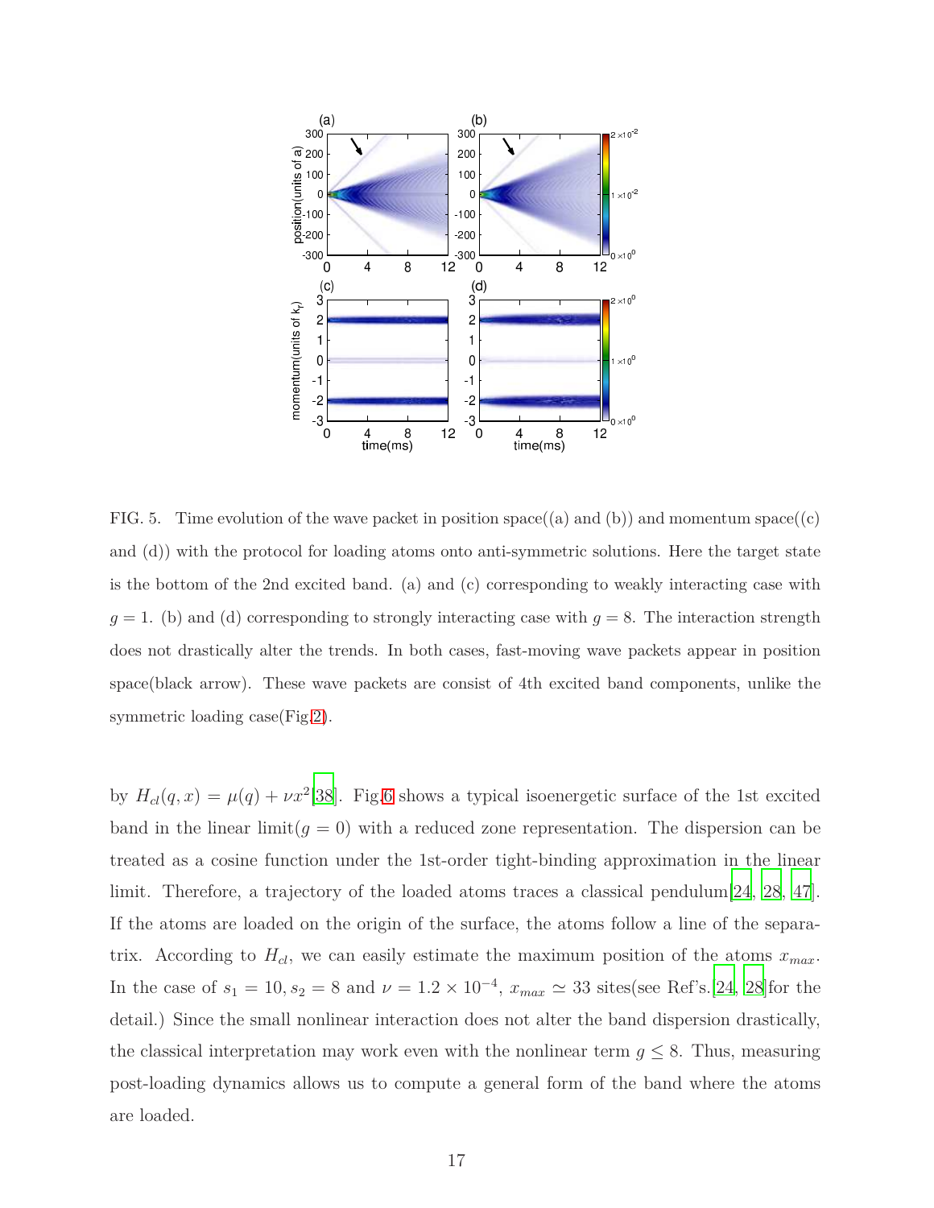(a)

300

200

100

0

-100

-200

-300

position(units of a)

0 4 8 12

(b)

300

200

100

0

-100

-200

-300

0 4 8 12

2 ×10^-2

1 ×10^-2

0 ×10^0

(c)

3

2

1

0

-1

-2

-3

momentum(units of k_r)

0 4 8 12

time(ms)

(d)

3

2

1

0

-1

-2

-3

0 4 8 12

time(ms)

2 ×10^0

1 ×10^0

0 ×10^0

FIG. 5. Time evolution of the wave packet in position space((a) and (b)) and momentum space((c) and (d)) with the protocol for loading atoms onto anti-symmetric solutions. Here the target state is the bottom of the 2nd excited band. (a) and (c) corresponding to weakly interacting case with $g = 1$. (b) and (d) corresponding to strongly interacting case with $g = 8$. The interaction strength does not drastically alter the trends. In both cases, fast-moving wave packets appear in position space(black arrow). These wave packets are consist of 4th excited band components, unlike the symmetric loading case(Fig.2).

by $H_{cl}(q, x) = \mu(q) + \nu x^2$[38]. Fig.6 shows a typical isoenergetic surface of the 1st excited band in the linear limit($g = 0$) with a reduced zone representation. The dispersion can be treated as a cosine function under the 1st-order tight-binding approximation in the linear limit. Therefore, a trajectory of the loaded atoms traces a classical pendulum[24, 28, 47]. If the atoms are loaded on the origin of the surface, the atoms follow a line of the separatrix. According to $H_{cl}$, we can easily estimate the maximum position of the atoms $x_{max}$. In the case of $s_1 = 10, s_2 = 8$ and $\nu = 1.2 \times 10^{-4}$, $x_{max} \simeq 33$ sites(see Ref's.[24, 28]for the detail.) Since the small nonlinear interaction does not alter the band dispersion drastically, the classical interpretation may work even with the nonlinear term $g \leq 8$. Thus, measuring post-loading dynamics allows us to compute a general form of the band where the atoms are loaded.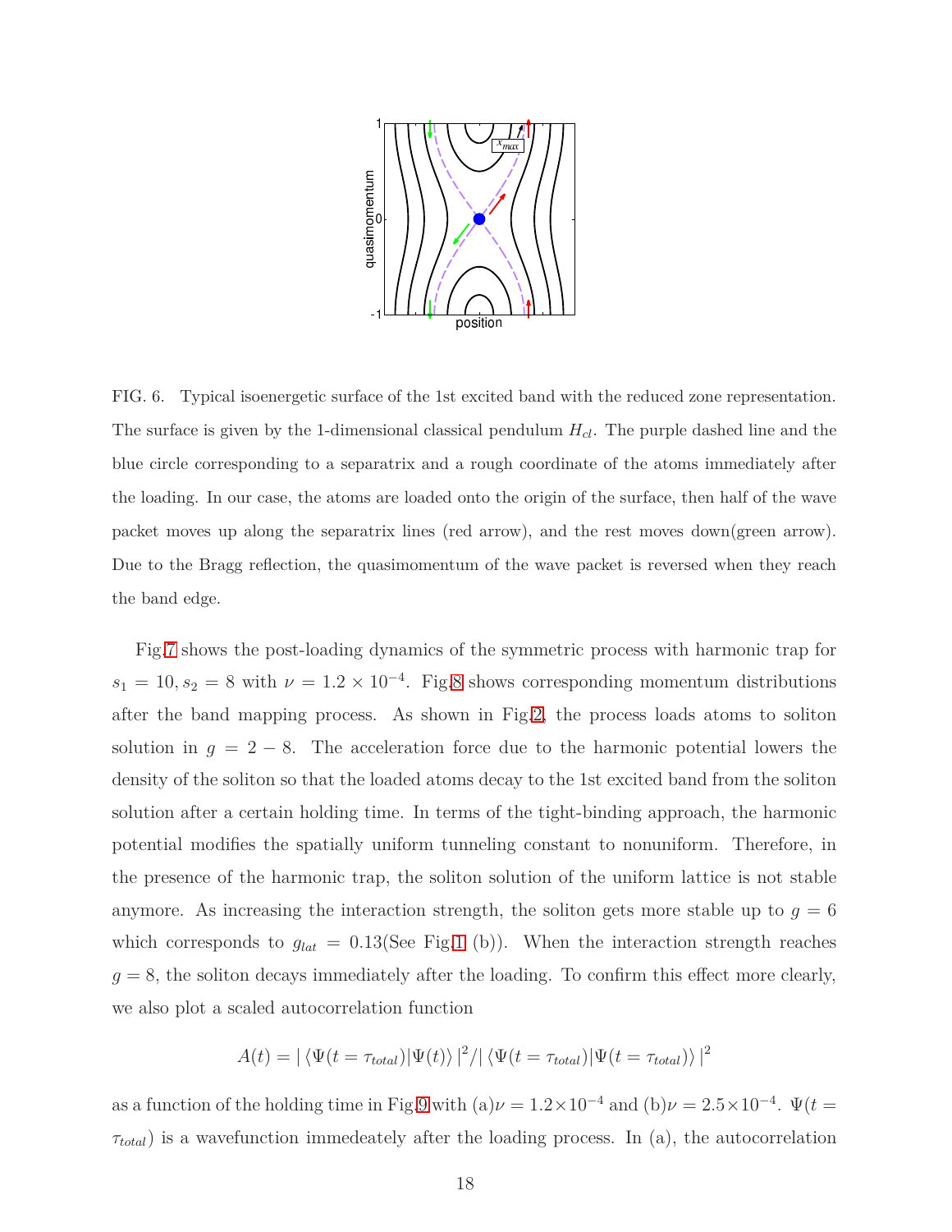1

quasimomentum

0

-1

position

$x_{max}$

FIG. 6. Typical isoenergetic surface of the 1st excited band with the reduced zone representation. The surface is given by the 1-dimensional classical pendulum $H_{cl}$. The purple dashed line and the blue circle corresponding to a separatrix and a rough coordinate of the atoms immediately after the loading. In our case, the atoms are loaded onto the origin of the surface, then half of the wave packet moves up along the separatrix lines (red arrow), and the rest moves down(green arrow). Due to the Bragg reflection, the quasimomentum of the wave packet is reversed when they reach the band edge.

Fig.7 shows the post-loading dynamics of the symmetric process with harmonic trap for $s_1 = 10, s_2 = 8$ with $\nu = 1.2 \times 10^{-4}$. Fig.8 shows corresponding momentum distributions after the band mapping process. As shown in Fig.2, the process loads atoms to soliton solution in $g = 2 - 8$. The acceleration force due to the harmonic potential lowers the density of the soliton so that the loaded atoms decay to the 1st excited band from the soliton solution after a certain holding time. In terms of the tight-binding approach, the harmonic potential modifies the spatially uniform tunneling constant to nonuniform. Therefore, in the presence of the harmonic trap, the soliton solution of the uniform lattice is not stable anymore. As increasing the interaction strength, the soliton gets more stable up to $g = 6$ which corresponds to $g_{lat} = 0.13$(See Fig.1 (b)). When the interaction strength reaches $g = 8$, the soliton decays immediately after the loading. To confirm this effect more clearly, we also plot a scaled autocorrelation function

$$A(t) = |\langle\Psi(t = \tau_{total})|\Psi(t)\rangle|^2 / |\langle\Psi(t = \tau_{total})|\Psi(t = \tau_{total})\rangle|^2$$

as a function of the holding time in Fig.9 with (a)$\nu = 1.2\times10^{-4}$ and (b)$\nu = 2.5\times10^{-4}$. $\Psi(t = \tau_{total})$ is a wavefunction immedeately after the loading process. In (a), the autocorrelation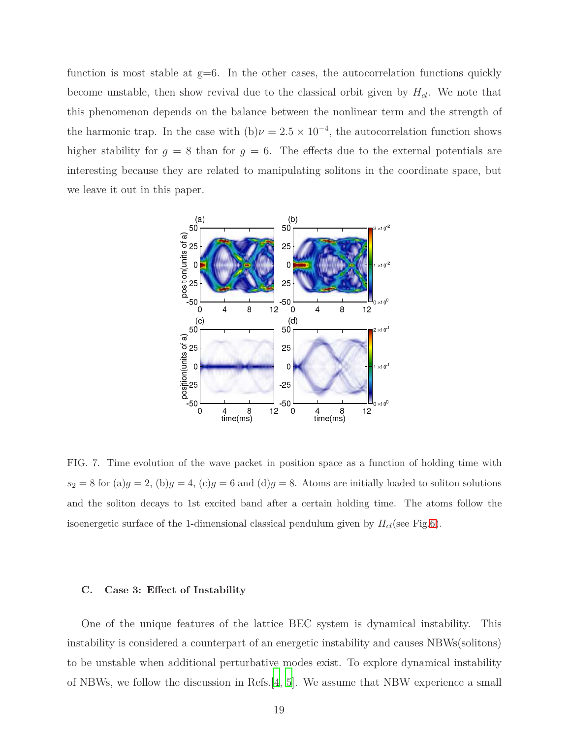function is most stable at g=6. In the other cases, the autocorrelation functions quickly become unstable, then show revival due to the classical orbit given by $H_{cl}$. We note that this phenomenon depends on the balance between the nonlinear term and the strength of the harmonic trap. In the case with (b)$\nu = 2.5 \times 10^{-4}$, the autocorrelation function shows higher stability for $g = 8$ than for $g = 6$. The effects due to the external potentials are interesting because they are related to manipulating solitons in the coordinate space, but we leave it out in this paper.

(a)
(b)
(c)
(d)
position(units of a)
50
25
0
-25
-50
0
4
8
12
time(ms)
$2\times10^{-2}$
$1\times10^{-2}$
$0\times10^{0}$
$2\times10^{-1}$
$1\times10^{-1}$
$0\times10^{0}$

FIG. 7. Time evolution of the wave packet in position space as a function of holding time with $s_2 = 8$ for (a)$g = 2$, (b)$g = 4$, (c)$g = 6$ and (d)$g = 8$. Atoms are initially loaded to soliton solutions and the soliton decays to 1st excited band after a certain holding time. The atoms follow the isoenergetic surface of the 1-dimensional classical pendulum given by $H_{cl}$(see Fig.6).

### C. Case 3: Effect of Instability

One of the unique features of the lattice BEC system is dynamical instability. This instability is considered a counterpart of an energetic instability and causes NBWs(solitons) to be unstable when additional perturbative modes exist. To explore dynamical instability of NBWs, we follow the discussion in Refs.[4, 5]. We assume that NBW experience a small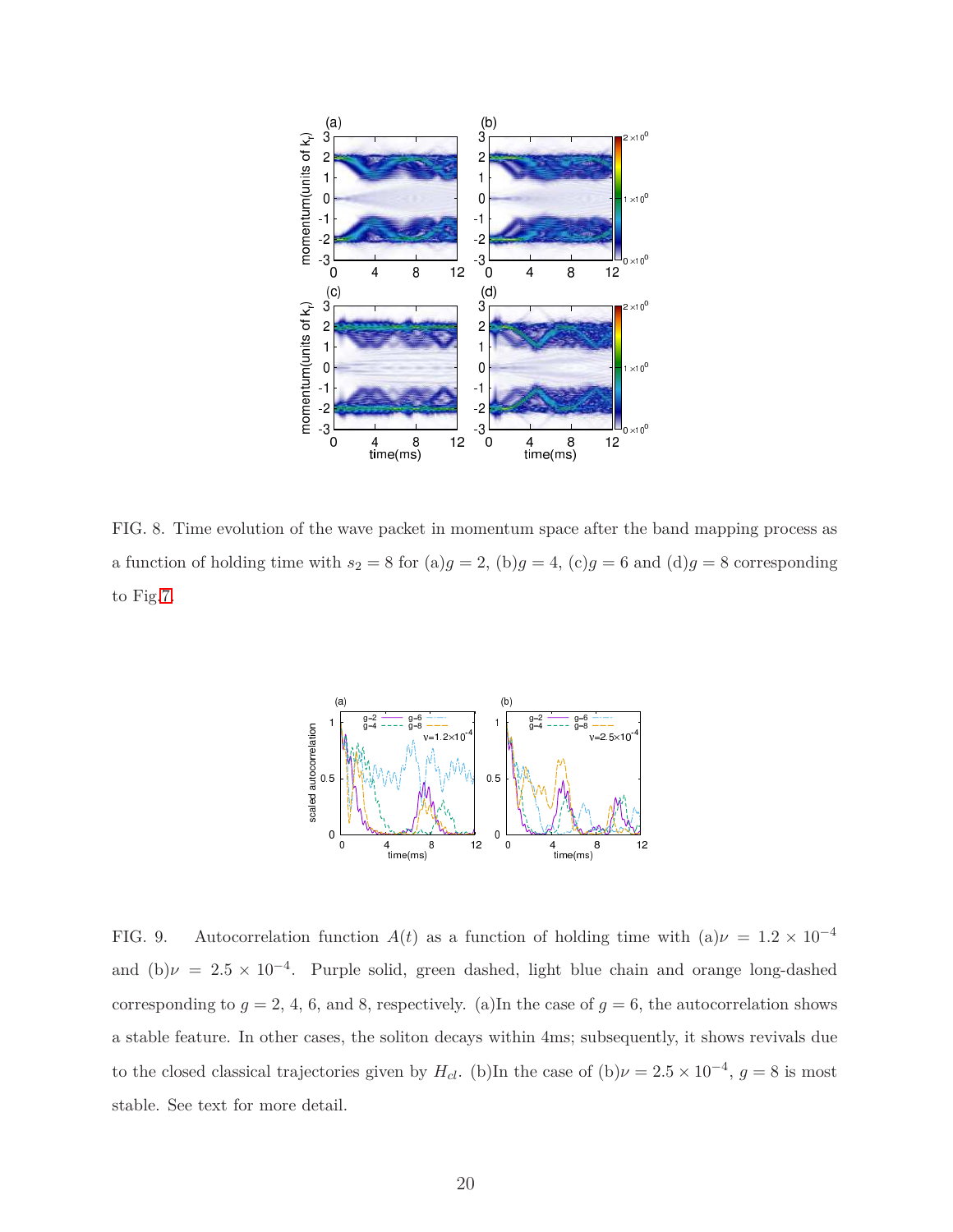(a)

(b)

momentum(units of $k_l$)

3 2 1 0 -1 -2 -3

0 4 8 12

$2\times10^0$

$1\times10^0$

$0\times10^0$

(c)

(d)

time(ms)

FIG. 8. Time evolution of the wave packet in momentum space after the band mapping process as a function of holding time with $s_2 = 8$ for (a)$g = 2$, (b)$g = 4$, (c)$g = 6$ and (d)$g = 8$ corresponding to Fig.7.

(a)

(b)

scaled autocorrelation

g=2 g=4 g=6 g=8

ν=1.2×10$^{-4}$

ν=2.5×10$^{-4}$

time(ms)

FIG. 9. Autocorrelation function $A(t)$ as a function of holding time with (a)$\nu = 1.2 \times 10^{-4}$ and (b)$\nu = 2.5 \times 10^{-4}$. Purple solid, green dashed, light blue chain and orange long-dashed corresponding to $g = 2$, 4, 6, and 8, respectively. (a)In the case of $g = 6$, the autocorrelation shows a stable feature. In other cases, the soliton decays within 4ms; subsequently, it shows revivals due to the closed classical trajectories given by $H_{cl}$. (b)In the case of (b)$\nu = 2.5 \times 10^{-4}$, $g = 8$ is most stable. See text for more detail.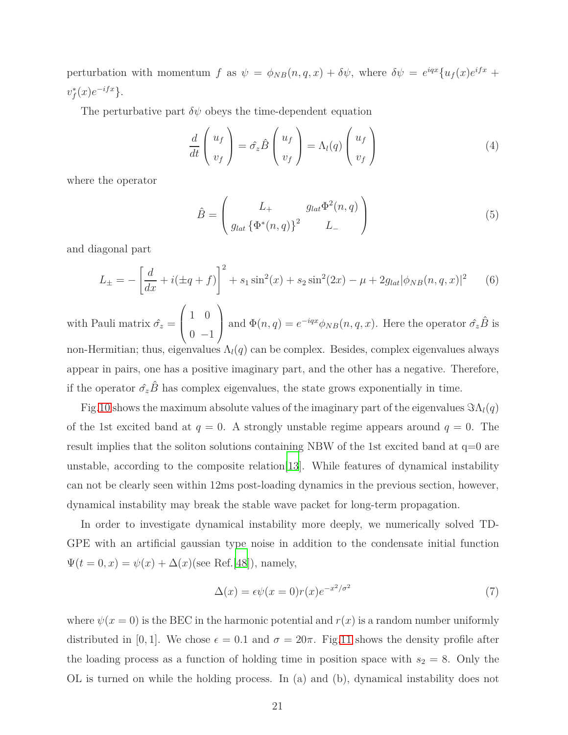perturbation with momentum $f$ as $\psi = \phi_{NB}(n, q, x) + \delta\psi$, where $\delta\psi = e^{iqx}\{u_f(x)e^{ifx} + v_f^*(x)e^{-ifx}\}$.

The perturbative part $\delta\psi$ obeys the time-dependent equation

$$\frac{d}{dt}\begin{pmatrix} u_f \\ v_f \end{pmatrix} = \hat{\sigma_z}\hat{B}\begin{pmatrix} u_f \\ v_f \end{pmatrix} = \Lambda_l(q)\begin{pmatrix} u_f \\ v_f \end{pmatrix} \tag{4}$$

where the operator

$$\hat{B} = \begin{pmatrix} L_+ & g_{lat}\Phi^2(n,q) \\ g_{lat}\left\{\Phi^*(n,q)\right\}^2 & L_- \end{pmatrix} \tag{5}$$

and diagonal part

$$L_\pm = -\left[\frac{d}{dx} + i(\pm q + f)\right]^2 + s_1\sin^2(x) + s_2\sin^2(2x) - \mu + 2g_{lat}|\phi_{NB}(n,q,x)|^2 \tag{6}$$

with Pauli matrix $\hat{\sigma_z} = \begin{pmatrix} 1 & 0 \\ 0 & -1 \end{pmatrix}$ and $\Phi(n,q) = e^{-iqx}\phi_{NB}(n,q,x)$. Here the operator $\hat{\sigma_z}\hat{B}$ is non-Hermitian; thus, eigenvalues $\Lambda_l(q)$ can be complex. Besides, complex eigenvalues always appear in pairs, one has a positive imaginary part, and the other has a negative. Therefore, if the operator $\hat{\sigma_z}\hat{B}$ has complex eigenvalues, the state grows exponentially in time.

Fig.10 shows the maximum absolute values of the imaginary part of the eigenvalues $\Im\Lambda_l(q)$ of the 1st excited band at $q = 0$. A strongly unstable regime appears around $q = 0$. The result implies that the soliton solutions containing NBW of the 1st excited band at q=0 are unstable, according to the composite relation[13]. While features of dynamical instability can not be clearly seen within 12ms post-loading dynamics in the previous section, however, dynamical instability may break the stable wave packet for long-term propagation.

In order to investigate dynamical instability more deeply, we numerically solved TD-GPE with an artificial gaussian type noise in addition to the condensate initial function $\Psi(t = 0, x) = \psi(x) + \Delta(x)$(see Ref.[48]), namely,

$$\Delta(x) = \epsilon\psi(x = 0)r(x)e^{-x^2/\sigma^2} \tag{7}$$

where $\psi(x = 0)$ is the BEC in the harmonic potential and $r(x)$ is a random number uniformly distributed in $[0, 1]$. We chose $\epsilon = 0.1$ and $\sigma = 20\pi$. Fig.11 shows the density profile after the loading process as a function of holding time in position space with $s_2 = 8$. Only the OL is turned on while the holding process. In (a) and (b), dynamical instability does not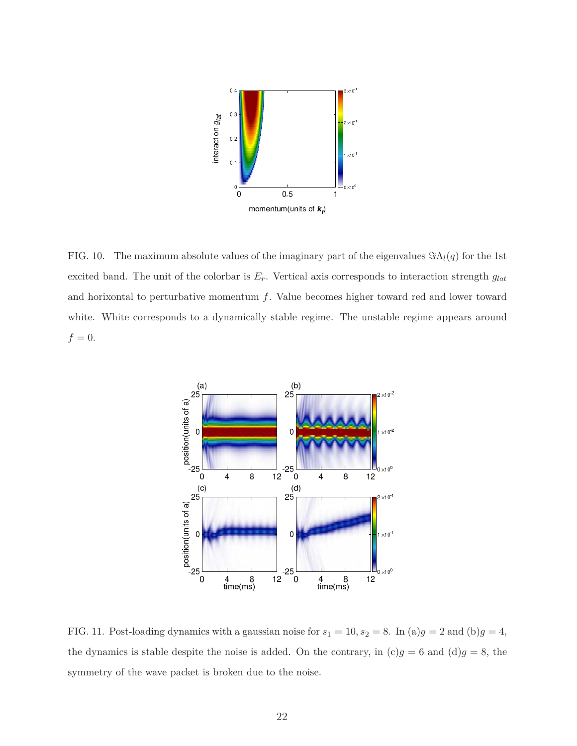0.4

0.3

0.2

0.1

0

interaction $g_{lat}$

0 0.5 1

momentum(units of $\boldsymbol{k_r}$)

$3\times10^{-1}$

$2\times10^{-1}$

$1\times10^{-1}$

$0\times10^{0}$

FIG. 10. The maximum absolute values of the imaginary part of the eigenvalues $\Im\Lambda_l(q)$ for the 1st excited band. The unit of the colorbar is $E_r$. Vertical axis corresponds to interaction strength $g_{lat}$ and horixontal to perturbative momentum $f$. Value becomes higher toward red and lower toward white. White corresponds to a dynamically stable regime. The unstable regime appears around $f = 0$.

(a)

(b)

(c)

(d)

position(units of a)

25

0

-25

0 4 8 12

time(ms)

$2\times10^{-2}$

$1\times10^{-2}$

$0\times10^{0}$

$2\times10^{-1}$

$1\times10^{-1}$

$0\times10^{0}$

FIG. 11. Post-loading dynamics with a gaussian noise for $s_1 = 10, s_2 = 8$. In (a)$g = 2$ and (b)$g = 4$, the dynamics is stable despite the noise is added. On the contrary, in (c)$g = 6$ and (d)$g = 8$, the symmetry of the wave packet is broken due to the noise.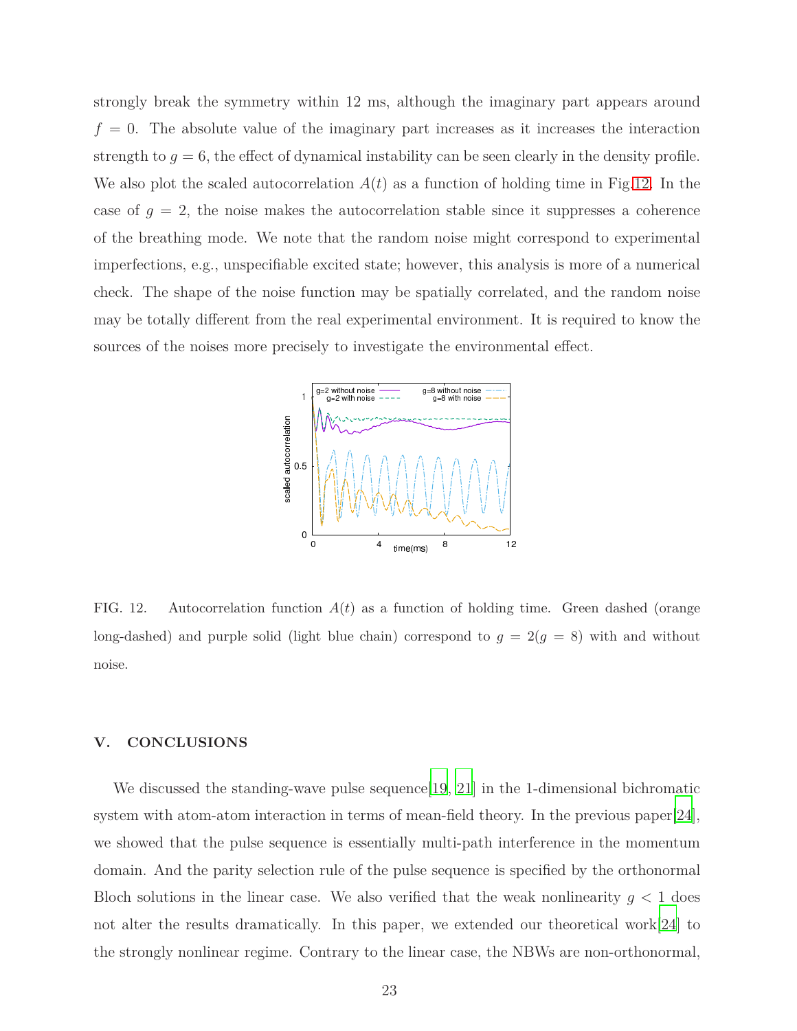strongly break the symmetry within 12 ms, although the imaginary part appears around $f = 0$. The absolute value of the imaginary part increases as it increases the interaction strength to $g = 6$, the effect of dynamical instability can be seen clearly in the density profile. We also plot the scaled autocorrelation $A(t)$ as a function of holding time in Fig.12. In the case of $g = 2$, the noise makes the autocorrelation stable since it suppresses a coherence of the breathing mode. We note that the random noise might correspond to experimental imperfections, e.g., unspecifiable excited state; however, this analysis is more of a numerical check. The shape of the noise function may be spatially correlated, and the random noise may be totally different from the real experimental environment. It is required to know the sources of the noises more precisely to investigate the environmental effect.

g=2 without noise
g=2 with noise
g=8 without noise
g=8 with noise
scaled autocorrelation
1
0.5
0
0
4
8
12
time(ms)

FIG. 12. Autocorrelation function $A(t)$ as a function of holding time. Green dashed (orange long-dashed) and purple solid (light blue chain) correspond to $g = 2 (g = 8)$ with and without noise.

## V. CONCLUSIONS

We discussed the standing-wave pulse sequence[19, 21] in the 1-dimensional bichromatic system with atom-atom interaction in terms of mean-field theory. In the previous paper[24], we showed that the pulse sequence is essentially multi-path interference in the momentum domain. And the parity selection rule of the pulse sequence is specified by the orthonormal Bloch solutions in the linear case. We also verified that the weak nonlinearity $g < 1$ does not alter the results dramatically. In this paper, we extended our theoretical work[24] to the strongly nonlinear regime. Contrary to the linear case, the NBWs are non-orthonormal,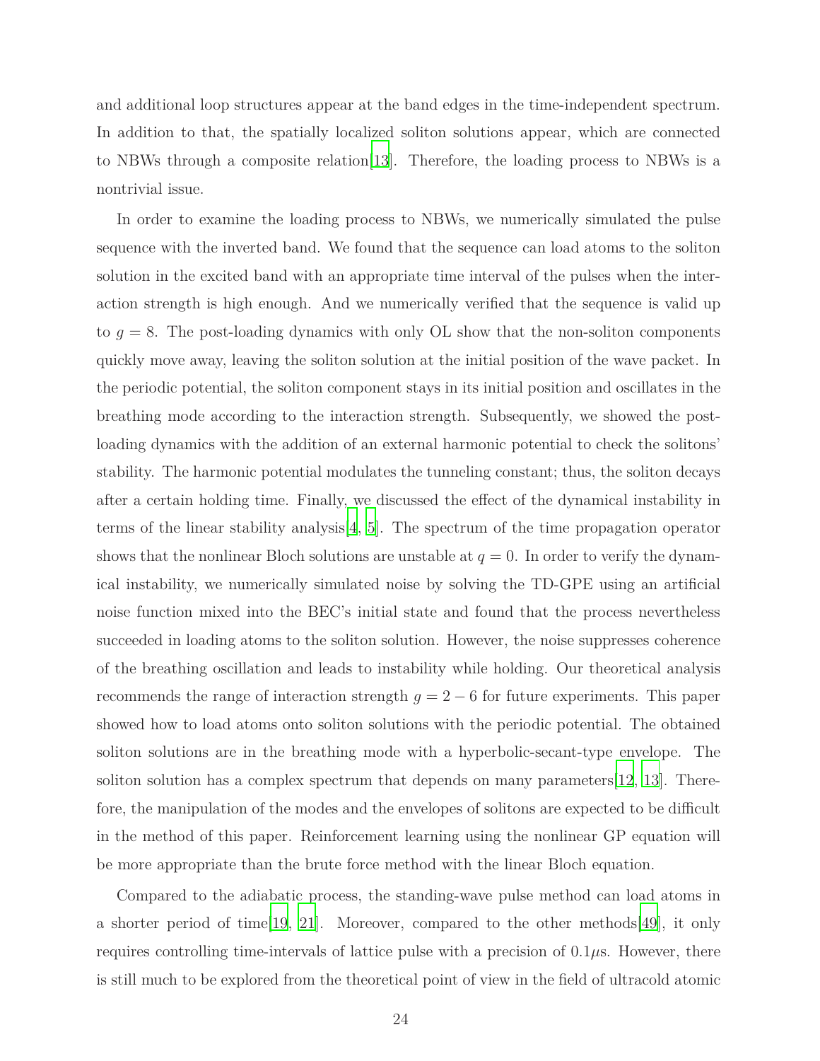and additional loop structures appear at the band edges in the time-independent spectrum. In addition to that, the spatially localized soliton solutions appear, which are connected to NBWs through a composite relation[13]. Therefore, the loading process to NBWs is a nontrivial issue.

In order to examine the loading process to NBWs, we numerically simulated the pulse sequence with the inverted band. We found that the sequence can load atoms to the soliton solution in the excited band with an appropriate time interval of the pulses when the interaction strength is high enough. And we numerically verified that the sequence is valid up to $g = 8$. The post-loading dynamics with only OL show that the non-soliton components quickly move away, leaving the soliton solution at the initial position of the wave packet. In the periodic potential, the soliton component stays in its initial position and oscillates in the breathing mode according to the interaction strength. Subsequently, we showed the post-loading dynamics with the addition of an external harmonic potential to check the solitons' stability. The harmonic potential modulates the tunneling constant; thus, the soliton decays after a certain holding time. Finally, we discussed the effect of the dynamical instability in terms of the linear stability analysis[4, 5]. The spectrum of the time propagation operator shows that the nonlinear Bloch solutions are unstable at $q = 0$. In order to verify the dynamical instability, we numerically simulated noise by solving the TD-GPE using an artificial noise function mixed into the BEC's initial state and found that the process nevertheless succeeded in loading atoms to the soliton solution. However, the noise suppresses coherence of the breathing oscillation and leads to instability while holding. Our theoretical analysis recommends the range of interaction strength $g = 2 - 6$ for future experiments. This paper showed how to load atoms onto soliton solutions with the periodic potential. The obtained soliton solutions are in the breathing mode with a hyperbolic-secant-type envelope. The soliton solution has a complex spectrum that depends on many parameters[12, 13]. Therefore, the manipulation of the modes and the envelopes of solitons are expected to be difficult in the method of this paper. Reinforcement learning using the nonlinear GP equation will be more appropriate than the brute force method with the linear Bloch equation.

Compared to the adiabatic process, the standing-wave pulse method can load atoms in a shorter period of time[19, 21]. Moreover, compared to the other methods[49], it only requires controlling time-intervals of lattice pulse with a precision of $0.1\mu$s. However, there is still much to be explored from the theoretical point of view in the field of ultracold atomic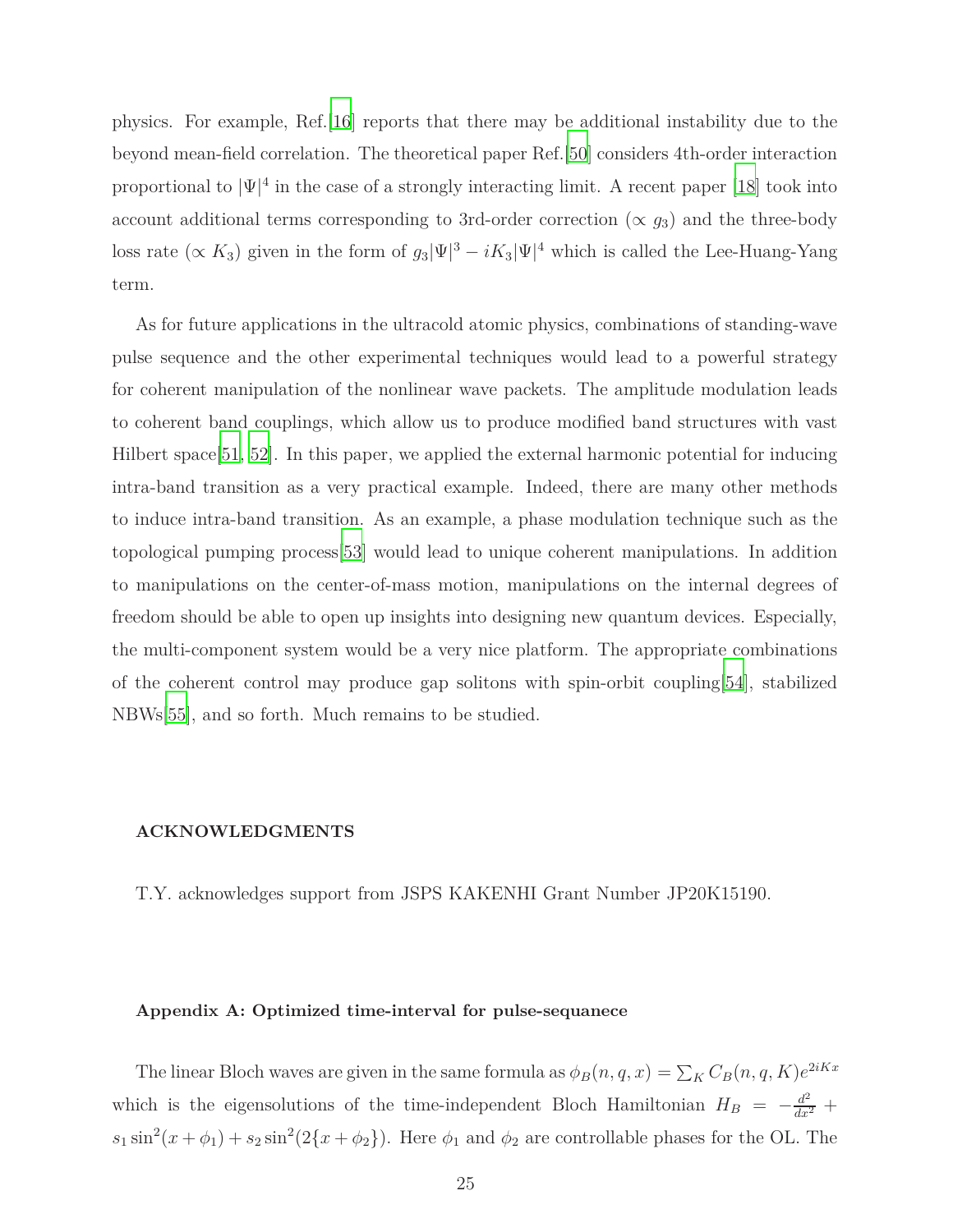physics. For example, Ref.[16] reports that there may be additional instability due to the beyond mean-field correlation. The theoretical paper Ref.[50] considers 4th-order interaction proportional to $|\Psi|^4$ in the case of a strongly interacting limit. A recent paper [18] took into account additional terms corresponding to 3rd-order correction ($\propto g_3$) and the three-body loss rate ($\propto K_3$) given in the form of $g_3|\Psi|^3 - iK_3|\Psi|^4$ which is called the Lee-Huang-Yang term.

As for future applications in the ultracold atomic physics, combinations of standing-wave pulse sequence and the other experimental techniques would lead to a powerful strategy for coherent manipulation of the nonlinear wave packets. The amplitude modulation leads to coherent band couplings, which allow us to produce modified band structures with vast Hilbert space[51, 52]. In this paper, we applied the external harmonic potential for inducing intra-band transition as a very practical example. Indeed, there are many other methods to induce intra-band transition. As an example, a phase modulation technique such as the topological pumping process[53] would lead to unique coherent manipulations. In addition to manipulations on the center-of-mass motion, manipulations on the internal degrees of freedom should be able to open up insights into designing new quantum devices. Especially, the multi-component system would be a very nice platform. The appropriate combinations of the coherent control may produce gap solitons with spin-orbit coupling[54], stabilized NBWs[55], and so forth. Much remains to be studied.

### ACKNOWLEDGMENTS

T.Y. acknowledges support from JSPS KAKENHI Grant Number JP20K15190.

### Appendix A: Optimized time-interval for pulse-sequanece

The linear Bloch waves are given in the same formula as $\phi_B(n,q,x) = \sum_K C_B(n,q,K)e^{2iKx}$ which is the eigensolutions of the time-independent Bloch Hamiltonian $H_B = -\frac{d^2}{dx^2} + s_1 \sin^2(x+\phi_1) + s_2 \sin^2(2\{x+\phi_2\})$. Here $\phi_1$ and $\phi_2$ are controllable phases for the OL. The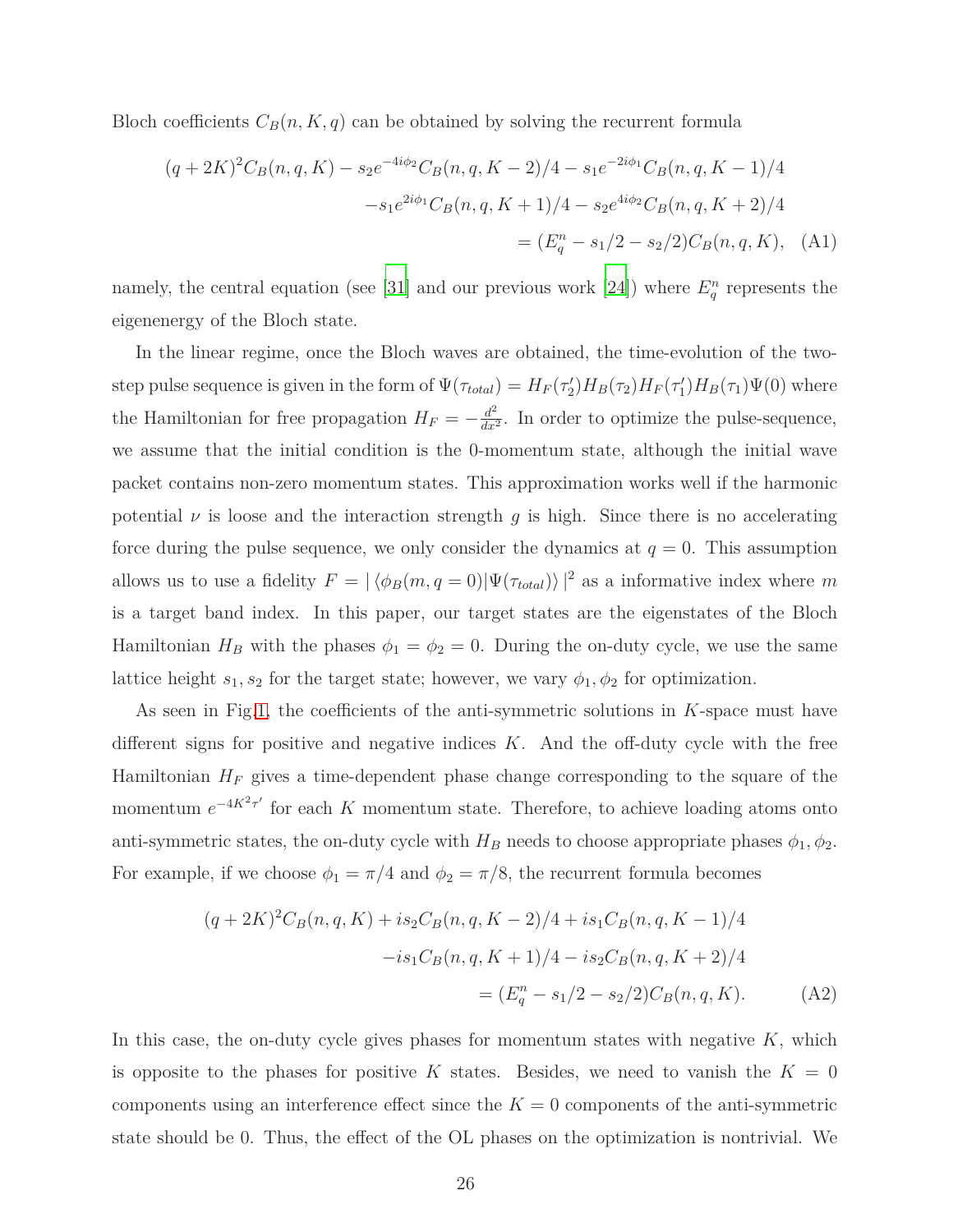Bloch coefficients $C_B(n, K, q)$ can be obtained by solving the recurrent formula

$$
\begin{aligned}
(q+2K)^2 C_B(n,q,K) - s_2 e^{-4i\phi_2} C_B(n,q,K-2)/4 - s_1 e^{-2i\phi_1} C_B(n,q,K-1)/4 \\
- s_1 e^{2i\phi_1} C_B(n,q,K+1)/4 - s_2 e^{4i\phi_2} C_B(n,q,K+2)/4 \\
= (E_q^n - s_1/2 - s_2/2) C_B(n,q,K), \quad \text{(A1)}
\end{aligned}
$$

namely, the central equation (see [31] and our previous work [24]) where $E_q^n$ represents the eigenenergy of the Bloch state.

In the linear regime, once the Bloch waves are obtained, the time-evolution of the two-step pulse sequence is given in the form of $\Psi(\tau_{total}) = H_F(\tau_2')H_B(\tau_2)H_F(\tau_1')H_B(\tau_1)\Psi(0)$ where the Hamiltonian for free propagation $H_F = -\frac{d^2}{dx^2}$. In order to optimize the pulse-sequence, we assume that the initial condition is the 0-momentum state, although the initial wave packet contains non-zero momentum states. This approximation works well if the harmonic potential $\nu$ is loose and the interaction strength $g$ is high. Since there is no accelerating force during the pulse sequence, we only consider the dynamics at $q = 0$. This assumption allows us to use a fidelity $F = |\langle \phi_B(m, q = 0)|\Psi(\tau_{total})\rangle|^2$ as a informative index where $m$ is a target band index. In this paper, our target states are the eigenstates of the Bloch Hamiltonian $H_B$ with the phases $\phi_1 = \phi_2 = 0$. During the on-duty cycle, we use the same lattice height $s_1, s_2$ for the target state; however, we vary $\phi_1, \phi_2$ for optimization.

As seen in Fig.1, the coefficients of the anti-symmetric solutions in $K$-space must have different signs for positive and negative indices $K$. And the off-duty cycle with the free Hamiltonian $H_F$ gives a time-dependent phase change corresponding to the square of the momentum $e^{-4K^2\tau'}$ for each $K$ momentum state. Therefore, to achieve loading atoms onto anti-symmetric states, the on-duty cycle with $H_B$ needs to choose appropriate phases $\phi_1, \phi_2$. For example, if we choose $\phi_1 = \pi/4$ and $\phi_2 = \pi/8$, the recurrent formula becomes

$$
\begin{aligned}
(q+2K)^2 C_B(n,q,K) + i s_2 C_B(n,q,K-2)/4 + i s_1 C_B(n,q,K-1)/4 \\
- i s_1 C_B(n,q,K+1)/4 - i s_2 C_B(n,q,K+2)/4 \\
= (E_q^n - s_1/2 - s_2/2) C_B(n,q,K). \qquad \text{(A2)}
\end{aligned}
$$

In this case, the on-duty cycle gives phases for momentum states with negative $K$, which is opposite to the phases for positive $K$ states. Besides, we need to vanish the $K = 0$ components using an interference effect since the $K = 0$ components of the anti-symmetric state should be 0. Thus, the effect of the OL phases on the optimization is nontrivial. We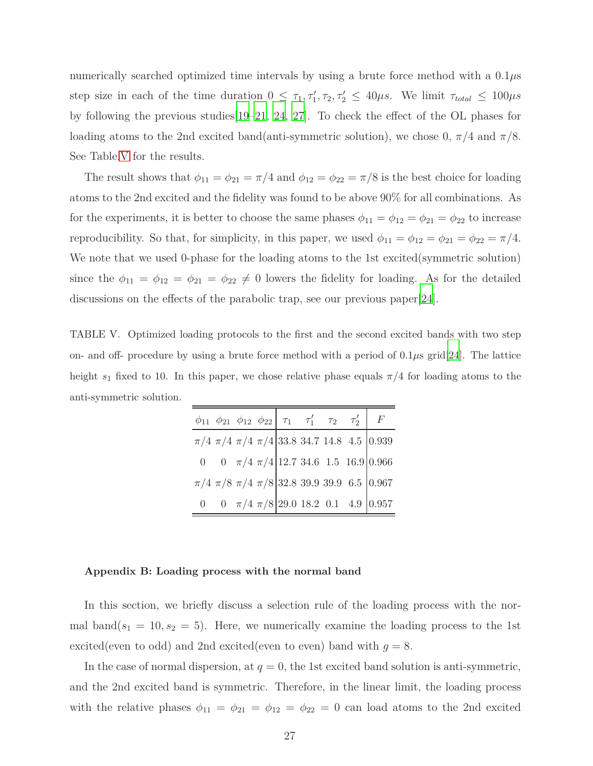numerically searched optimized time intervals by using a brute force method with a $0.1\mu$s step size in each of the time duration $0 \leq \tau_1, \tau_1', \tau_2, \tau_2' \leq 40\mu s$. We limit $\tau_{total} \leq 100\mu s$ by following the previous studies[19–21, 24, 27]. To check the effect of the OL phases for loading atoms to the 2nd excited band(anti-symmetric solution), we chose 0, $\pi/4$ and $\pi/8$. See Table V for the results.

The result shows that $\phi_{11} = \phi_{21} = \pi/4$ and $\phi_{12} = \phi_{22} = \pi/8$ is the best choice for loading atoms to the 2nd excited and the fidelity was found to be above 90% for all combinations. As for the experiments, it is better to choose the same phases $\phi_{11} = \phi_{12} = \phi_{21} = \phi_{22}$ to increase reproducibility. So that, for simplicity, in this paper, we used $\phi_{11} = \phi_{12} = \phi_{21} = \phi_{22} = \pi/4$. We note that we used 0-phase for the loading atoms to the 1st excited(symmetric solution) since the $\phi_{11} = \phi_{12} = \phi_{21} = \phi_{22} \neq 0$ lowers the fidelity for loading. As for the detailed discussions on the effects of the parabolic trap, see our previous paper[24].

TABLE V. Optimized loading protocols to the first and the second excited bands with two step on- and off- procedure by using a brute force method with a period of $0.1\mu$s grid[24]. The lattice height $s_1$ fixed to 10. In this paper, we chose relative phase equals $\pi/4$ for loading atoms to the anti-symmetric solution.

| $\phi_{11}$ | $\phi_{21}$ | $\phi_{12}$ | $\phi_{22}$ | $\tau_1$ | $\tau_1'$ | $\tau_2$ | $\tau_2'$ | $F$ |
|---|---|---|---|---|---|---|---|---|
| $\pi/4$ | $\pi/4$ | $\pi/4$ | $\pi/4$ | 33.8 | 34.7 | 14.8 | 4.5 | 0.939 |
| 0 | 0 | $\pi/4$ | $\pi/4$ | 12.7 | 34.6 | 1.5 | 16.9 | 0.966 |
| $\pi/4$ | $\pi/8$ | $\pi/4$ | $\pi/8$ | 32.8 | 39.9 | 39.9 | 6.5 | 0.967 |
| 0 | 0 | $\pi/4$ | $\pi/8$ | 29.0 | 18.2 | 0.1 | 4.9 | 0.957 |

### Appendix B: Loading process with the normal band

In this section, we briefly discuss a selection rule of the loading process with the normal band($s_1 = 10, s_2 = 5$). Here, we numerically examine the loading process to the 1st excited(even to odd) and 2nd excited(even to even) band with $g = 8$.

In the case of normal dispersion, at $q = 0$, the 1st excited band solution is anti-symmetric, and the 2nd excited band is symmetric. Therefore, in the linear limit, the loading process with the relative phases $\phi_{11} = \phi_{21} = \phi_{12} = \phi_{22} = 0$ can load atoms to the 2nd excited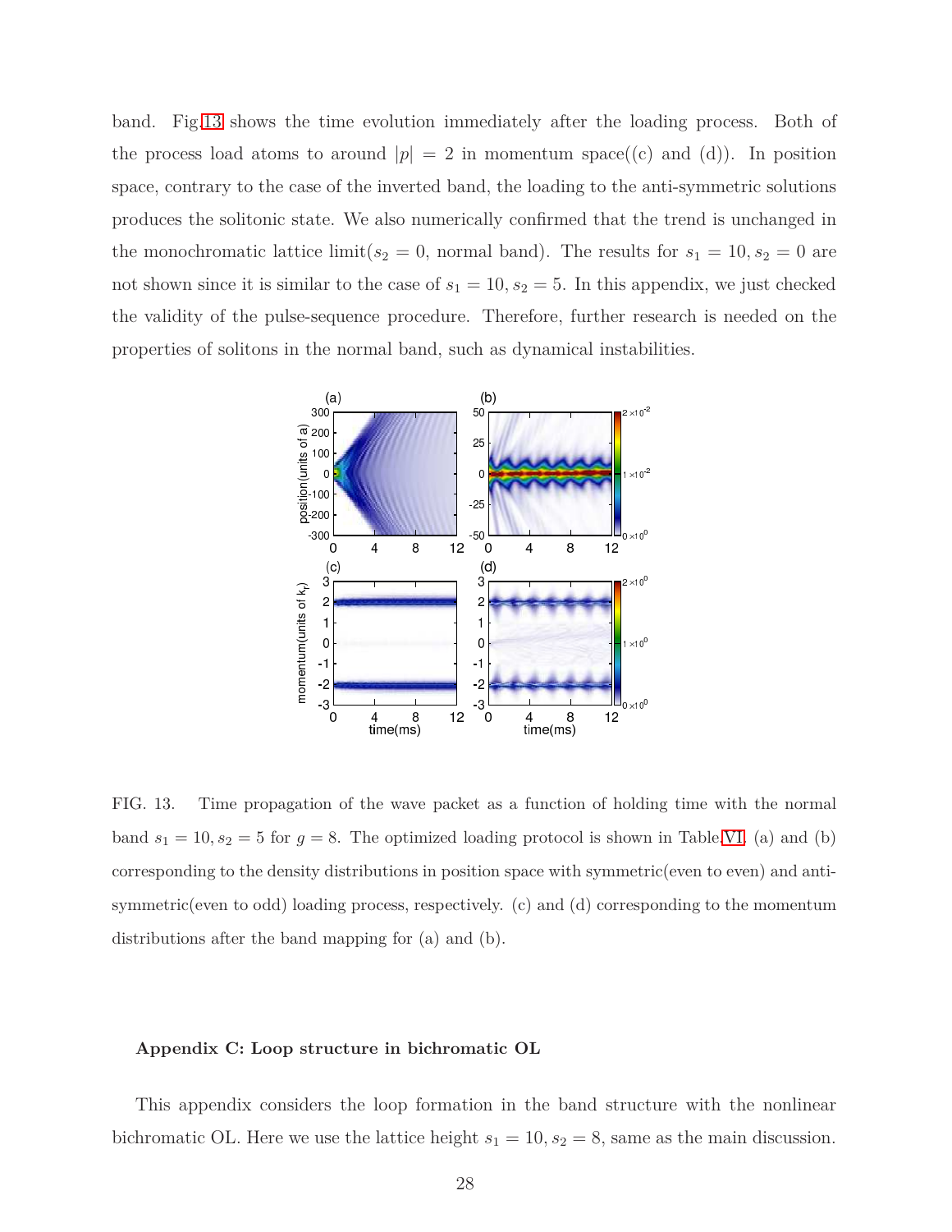band. Fig.13 shows the time evolution immediately after the loading process. Both of the process load atoms to around $|p| = 2$ in momentum space((c) and (d)). In position space, contrary to the case of the inverted band, the loading to the anti-symmetric solutions produces the solitonic state. We also numerically confirmed that the trend is unchanged in the monochromatic lattice limit($s_2 = 0$, normal band). The results for $s_1 = 10, s_2 = 0$ are not shown since it is similar to the case of $s_1 = 10, s_2 = 5$. In this appendix, we just checked the validity of the pulse-sequence procedure. Therefore, further research is needed on the properties of solitons in the normal band, such as dynamical instabilities.

(a)
(b)
(c)
(d)
position(units of a)
300
200
100
0
-100
-200
-300
50
25
0
-25
-50
$2\times10^{-2}$
$1\times10^{-2}$
$0\times10^{0}$
momentum(units of $k_r$)
3
2
1
0
-1
-2
-3
$2\times10^{0}$
$1\times10^{0}$
$0\times10^{0}$
0 4 8 12
time(ms)

FIG. 13. Time propagation of the wave packet as a function of holding time with the normal band $s_1 = 10, s_2 = 5$ for $g = 8$. The optimized loading protocol is shown in Table.VI. (a) and (b) corresponding to the density distributions in position space with symmetric(even to even) and anti-symmetric(even to odd) loading process, respectively. (c) and (d) corresponding to the momentum distributions after the band mapping for (a) and (b).

### Appendix C: Loop structure in bichromatic OL

This appendix considers the loop formation in the band structure with the nonlinear bichromatic OL. Here we use the lattice height $s_1 = 10, s_2 = 8$, same as the main discussion.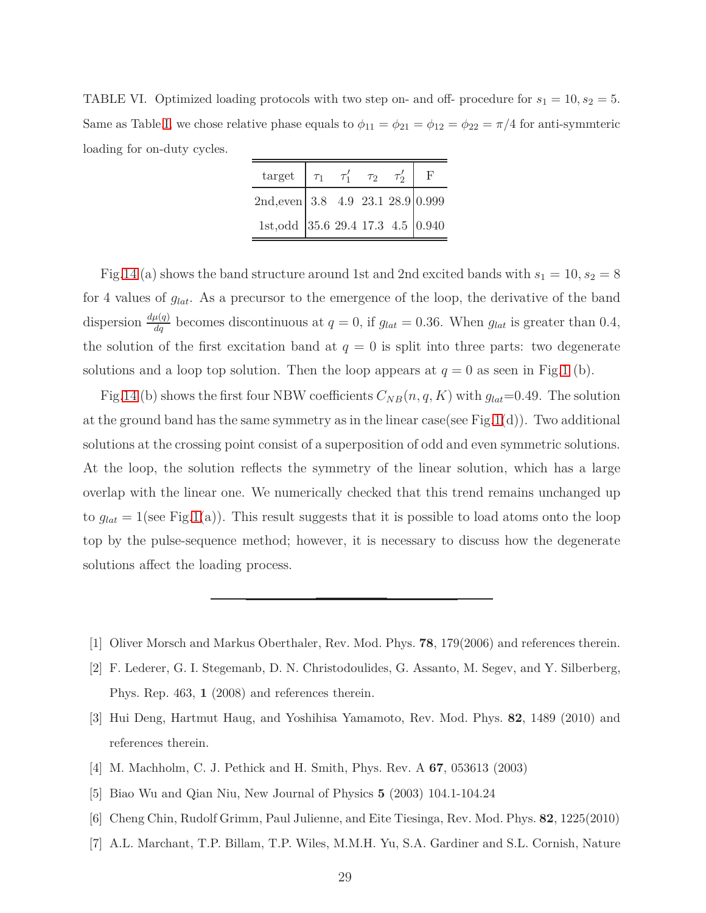TABLE VI. Optimized loading protocols with two step on- and off- procedure for $s_1 = 10, s_2 = 5$. Same as Table I, we chose relative phase equals to $\phi_{11} = \phi_{21} = \phi_{12} = \phi_{22} = \pi/4$ for anti-symmteric loading for on-duty cycles.

| target | $\tau_1$ | $\tau_1'$ | $\tau_2$ | $\tau_2'$ | F |
|---|---|---|---|---|---|
| 2nd,even | 3.8 | 4.9 | 23.1 | 28.9 | 0.999 |
| 1st,odd | 35.6 | 29.4 | 17.3 | 4.5 | 0.940 |

Fig.14(a) shows the band structure around 1st and 2nd excited bands with $s_1 = 10, s_2 = 8$ for 4 values of $g_{lat}$. As a precursor to the emergence of the loop, the derivative of the band dispersion $\frac{d\mu(q)}{dq}$ becomes discontinuous at $q = 0$, if $g_{lat} = 0.36$. When $g_{lat}$ is greater than 0.4, the solution of the first excitation band at $q = 0$ is split into three parts: two degenerate solutions and a loop top solution. Then the loop appears at $q = 0$ as seen in Fig.1(b).

Fig.14(b) shows the first four NBW coefficients $C_{NB}(n, q, K)$ with $g_{lat}$=0.49. The solution at the ground band has the same symmetry as in the linear case(see Fig.1(d)). Two additional solutions at the crossing point consist of a superposition of odd and even symmetric solutions. At the loop, the solution reflects the symmetry of the linear solution, which has a large overlap with the linear one. We numerically checked that this trend remains unchanged up to $g_{lat} = 1$(see Fig.1(a)). This result suggests that it is possible to load atoms onto the loop top by the pulse-sequence method; however, it is necessary to discuss how the degenerate solutions affect the loading process.

---

[1] Oliver Morsch and Markus Oberthaler, Rev. Mod. Phys. **78**, 179(2006) and references therein.

[2] F. Lederer, G. I. Stegemanb, D. N. Christodoulides, G. Assanto, M. Segev, and Y. Silberberg, Phys. Rep. 463, **1** (2008) and references therein.

[3] Hui Deng, Hartmut Haug, and Yoshihisa Yamamoto, Rev. Mod. Phys. **82**, 1489 (2010) and references therein.

[4] M. Machholm, C. J. Pethick and H. Smith, Phys. Rev. A **67**, 053613 (2003)

[5] Biao Wu and Qian Niu, New Journal of Physics **5** (2003) 104.1-104.24

[6] Cheng Chin, Rudolf Grimm, Paul Julienne, and Eite Tiesinga, Rev. Mod. Phys. **82**, 1225(2010)

[7] A.L. Marchant, T.P. Billam, T.P. Wiles, M.M.H. Yu, S.A. Gardiner and S.L. Cornish, Nature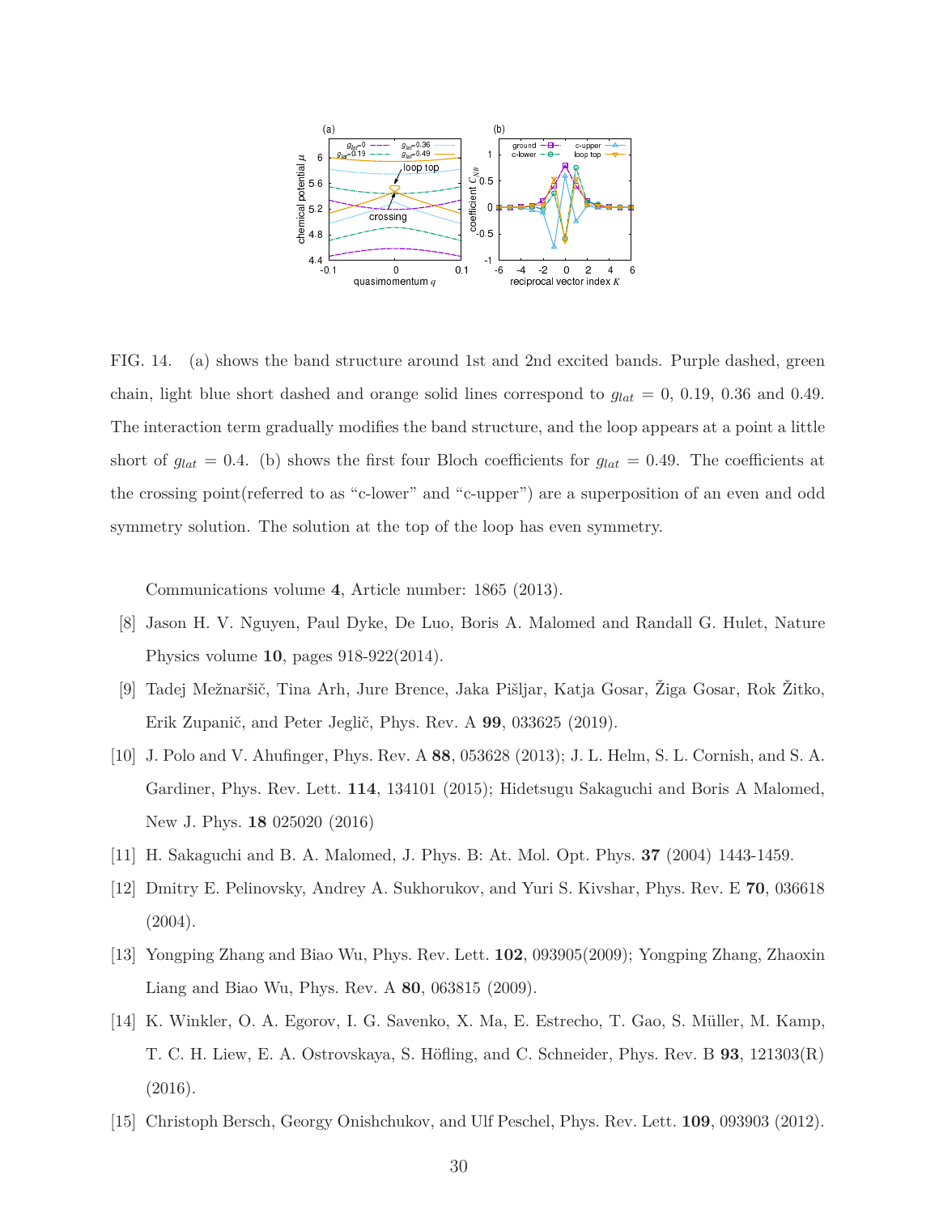(a)

$g_{lat}$=0, $g_{lat}$=0.19, $g_{lat}$=0.36, $g_{lat}$=0.49

loop top

crossing

chemical potential $\mu$

quasimomentum $q$

(b)

ground, c-lower, c-upper, loop top

coefficient $C_{VB}$

reciprocal vector index $K$

FIG. 14. (a) shows the band structure around 1st and 2nd excited bands. Purple dashed, green chain, light blue short dashed and orange solid lines correspond to $g_{lat}$ = 0, 0.19, 0.36 and 0.49. The interaction term gradually modifies the band structure, and the loop appears at a point a little short of $g_{lat}$ = 0.4. (b) shows the first four Bloch coefficients for $g_{lat}$ = 0.49. The coefficients at the crossing point(referred to as "c-lower" and "c-upper") are a superposition of an even and odd symmetry solution. The solution at the top of the loop has even symmetry.

Communications volume **4**, Article number: 1865 (2013).

[8] Jason H. V. Nguyen, Paul Dyke, De Luo, Boris A. Malomed and Randall G. Hulet, Nature Physics volume **10**, pages 918-922(2014).

[9] Tadej Mežnaršič, Tina Arh, Jure Brence, Jaka Pišljar, Katja Gosar, Žiga Gosar, Rok Žitko, Erik Zupanič, and Peter Jeglič, Phys. Rev. A **99**, 033625 (2019).

[10] J. Polo and V. Ahufinger, Phys. Rev. A **88**, 053628 (2013); J. L. Helm, S. L. Cornish, and S. A. Gardiner, Phys. Rev. Lett. **114**, 134101 (2015); Hidetsugu Sakaguchi and Boris A Malomed, New J. Phys. **18** 025020 (2016)

[11] H. Sakaguchi and B. A. Malomed, J. Phys. B: At. Mol. Opt. Phys. **37** (2004) 1443-1459.

[12] Dmitry E. Pelinovsky, Andrey A. Sukhorukov, and Yuri S. Kivshar, Phys. Rev. E **70**, 036618 (2004).

[13] Yongping Zhang and Biao Wu, Phys. Rev. Lett. **102**, 093905(2009); Yongping Zhang, Zhaoxin Liang and Biao Wu, Phys. Rev. A **80**, 063815 (2009).

[14] K. Winkler, O. A. Egorov, I. G. Savenko, X. Ma, E. Estrecho, T. Gao, S. Müller, M. Kamp, T. C. H. Liew, E. A. Ostrovskaya, S. Höfling, and C. Schneider, Phys. Rev. B **93**, 121303(R) (2016).

[15] Christoph Bersch, Georgy Onishchukov, and Ulf Peschel, Phys. Rev. Lett. **109**, 093903 (2012).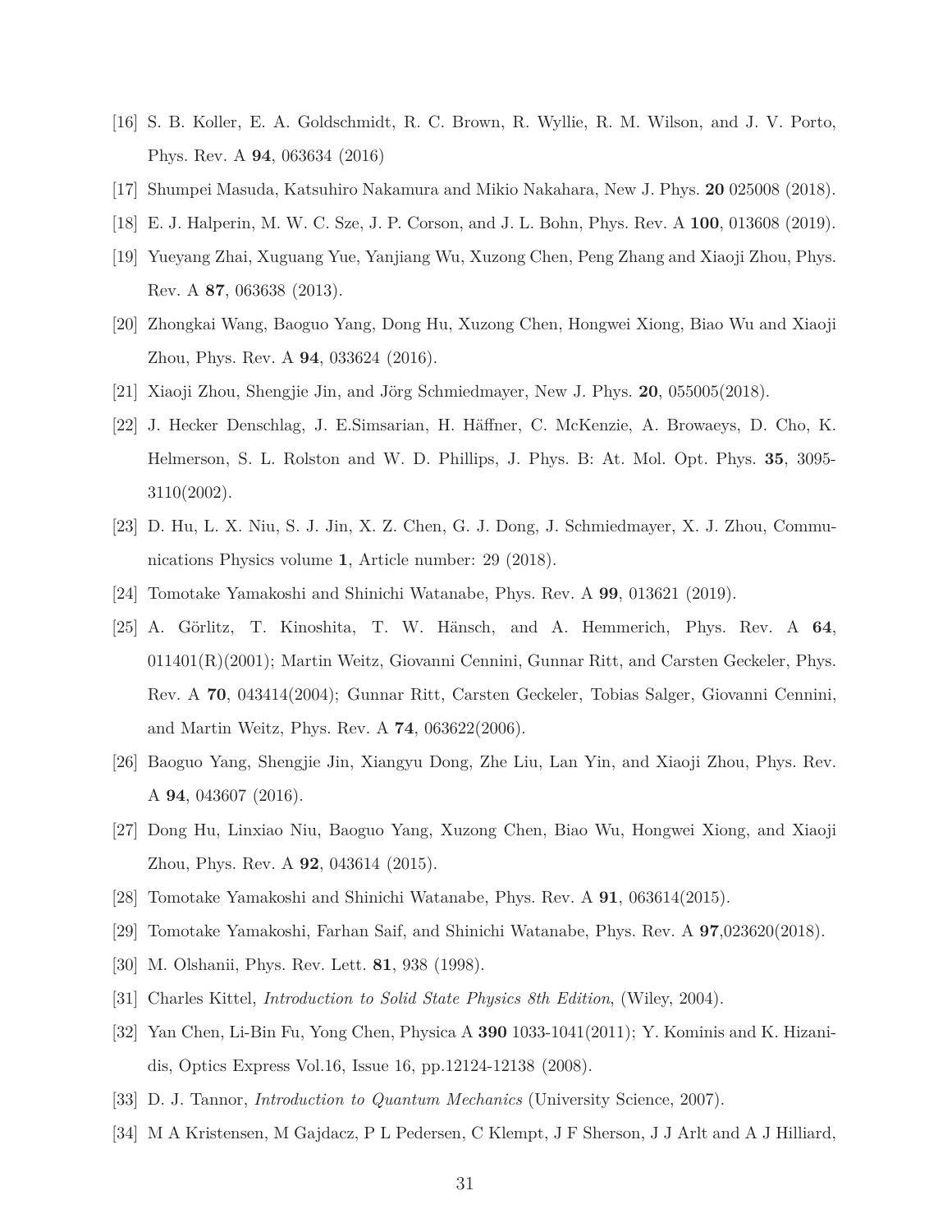[16] S. B. Koller, E. A. Goldschmidt, R. C. Brown, R. Wyllie, R. M. Wilson, and J. V. Porto, Phys. Rev. A **94**, 063634 (2016)

[17] Shumpei Masuda, Katsuhiro Nakamura and Mikio Nakahara, New J. Phys. **20** 025008 (2018).

[18] E. J. Halperin, M. W. C. Sze, J. P. Corson, and J. L. Bohn, Phys. Rev. A **100**, 013608 (2019).

[19] Yueyang Zhai, Xuguang Yue, Yanjiang Wu, Xuzong Chen, Peng Zhang and Xiaoji Zhou, Phys. Rev. A **87**, 063638 (2013).

[20] Zhongkai Wang, Baoguo Yang, Dong Hu, Xuzong Chen, Hongwei Xiong, Biao Wu and Xiaoji Zhou, Phys. Rev. A **94**, 033624 (2016).

[21] Xiaoji Zhou, Shengjie Jin, and Jörg Schmiedmayer, New J. Phys. **20**, 055005(2018).

[22] J. Hecker Denschlag, J. E.Simsarian, H. Häffner, C. McKenzie, A. Browaeys, D. Cho, K. Helmerson, S. L. Rolston and W. D. Phillips, J. Phys. B: At. Mol. Opt. Phys. **35**, 3095-3110(2002).

[23] D. Hu, L. X. Niu, S. J. Jin, X. Z. Chen, G. J. Dong, J. Schmiedmayer, X. J. Zhou, Communications Physics volume **1**, Article number: 29 (2018).

[24] Tomotake Yamakoshi and Shinichi Watanabe, Phys. Rev. A **99**, 013621 (2019).

[25] A. Görlitz, T. Kinoshita, T. W. Hänsch, and A. Hemmerich, Phys. Rev. A **64**, 011401(R)(2001); Martin Weitz, Giovanni Cennini, Gunnar Ritt, and Carsten Geckeler, Phys. Rev. A **70**, 043414(2004); Gunnar Ritt, Carsten Geckeler, Tobias Salger, Giovanni Cennini, and Martin Weitz, Phys. Rev. A **74**, 063622(2006).

[26] Baoguo Yang, Shengjie Jin, Xiangyu Dong, Zhe Liu, Lan Yin, and Xiaoji Zhou, Phys. Rev. A **94**, 043607 (2016).

[27] Dong Hu, Linxiao Niu, Baoguo Yang, Xuzong Chen, Biao Wu, Hongwei Xiong, and Xiaoji Zhou, Phys. Rev. A **92**, 043614 (2015).

[28] Tomotake Yamakoshi and Shinichi Watanabe, Phys. Rev. A **91**, 063614(2015).

[29] Tomotake Yamakoshi, Farhan Saif, and Shinichi Watanabe, Phys. Rev. A **97**,023620(2018).

[30] M. Olshanii, Phys. Rev. Lett. **81**, 938 (1998).

[31] Charles Kittel, *Introduction to Solid State Physics 8th Edition*, (Wiley, 2004).

[32] Yan Chen, Li-Bin Fu, Yong Chen, Physica A **390** 1033-1041(2011); Y. Kominis and K. Hizanidis, Optics Express Vol.16, Issue 16, pp.12124-12138 (2008).

[33] D. J. Tannor, *Introduction to Quantum Mechanics* (University Science, 2007).

[34] M A Kristensen, M Gajdacz, P L Pedersen, C Klempt, J F Sherson, J J Arlt and A J Hilliard,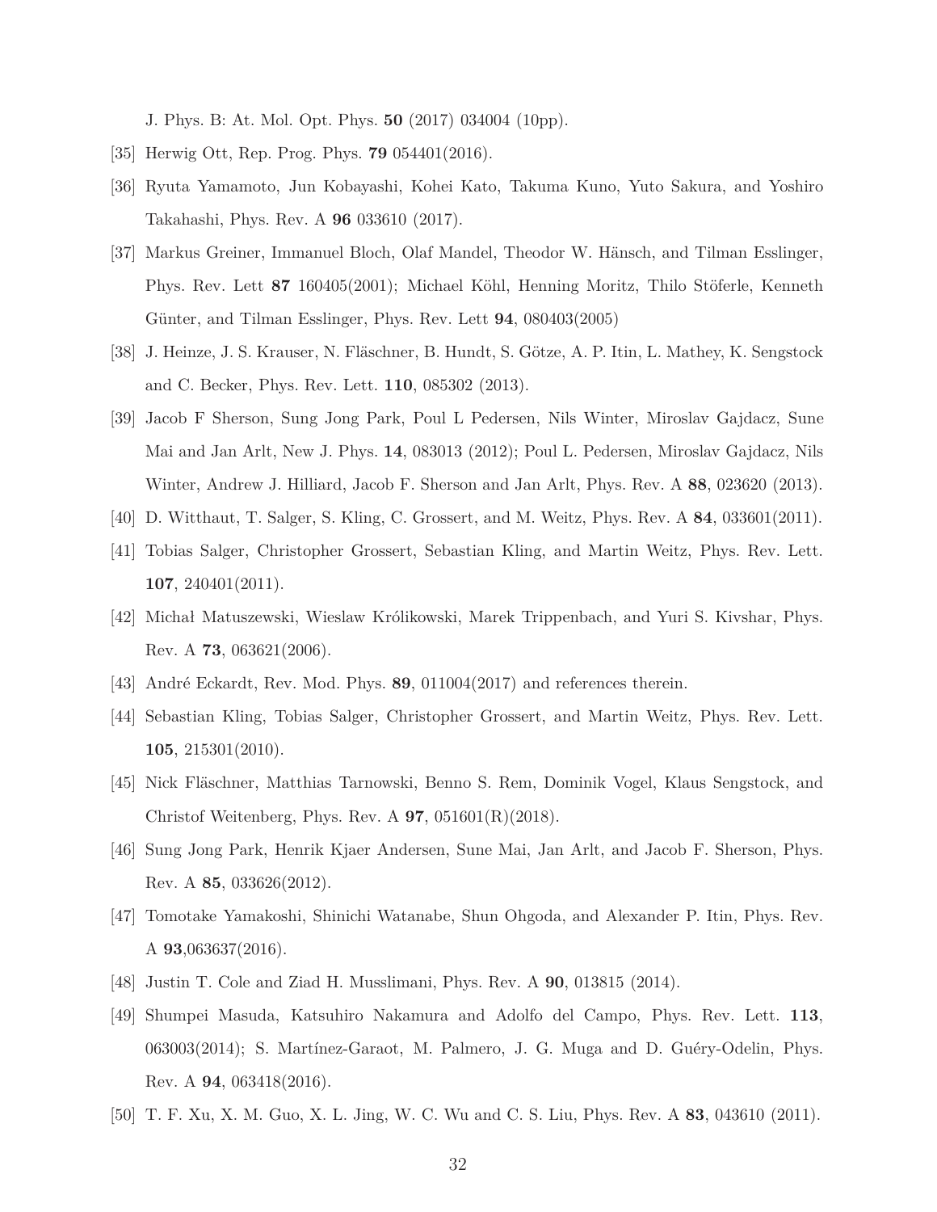J. Phys. B: At. Mol. Opt. Phys. **50** (2017) 034004 (10pp).

[35] Herwig Ott, Rep. Prog. Phys. **79** 054401(2016).

[36] Ryuta Yamamoto, Jun Kobayashi, Kohei Kato, Takuma Kuno, Yuto Sakura, and Yoshiro Takahashi, Phys. Rev. A **96** 033610 (2017).

[37] Markus Greiner, Immanuel Bloch, Olaf Mandel, Theodor W. Hänsch, and Tilman Esslinger, Phys. Rev. Lett **87** 160405(2001); Michael Köhl, Henning Moritz, Thilo Stöferle, Kenneth Günter, and Tilman Esslinger, Phys. Rev. Lett **94**, 080403(2005)

[38] J. Heinze, J. S. Krauser, N. Fläschner, B. Hundt, S. Götze, A. P. Itin, L. Mathey, K. Sengstock and C. Becker, Phys. Rev. Lett. **110**, 085302 (2013).

[39] Jacob F Sherson, Sung Jong Park, Poul L Pedersen, Nils Winter, Miroslav Gajdacz, Sune Mai and Jan Arlt, New J. Phys. **14**, 083013 (2012); Poul L. Pedersen, Miroslav Gajdacz, Nils Winter, Andrew J. Hilliard, Jacob F. Sherson and Jan Arlt, Phys. Rev. A **88**, 023620 (2013).

[40] D. Witthaut, T. Salger, S. Kling, C. Grossert, and M. Weitz, Phys. Rev. A **84**, 033601(2011).

[41] Tobias Salger, Christopher Grossert, Sebastian Kling, and Martin Weitz, Phys. Rev. Lett. **107**, 240401(2011).

[42] Michał Matuszewski, Wieslaw Królikowski, Marek Trippenbach, and Yuri S. Kivshar, Phys. Rev. A **73**, 063621(2006).

[43] André Eckardt, Rev. Mod. Phys. **89**, 011004(2017) and references therein.

[44] Sebastian Kling, Tobias Salger, Christopher Grossert, and Martin Weitz, Phys. Rev. Lett. **105**, 215301(2010).

[45] Nick Fläschner, Matthias Tarnowski, Benno S. Rem, Dominik Vogel, Klaus Sengstock, and Christof Weitenberg, Phys. Rev. A **97**, 051601(R)(2018).

[46] Sung Jong Park, Henrik Kjaer Andersen, Sune Mai, Jan Arlt, and Jacob F. Sherson, Phys. Rev. A **85**, 033626(2012).

[47] Tomotake Yamakoshi, Shinichi Watanabe, Shun Ohgoda, and Alexander P. Itin, Phys. Rev. A **93**,063637(2016).

[48] Justin T. Cole and Ziad H. Musslimani, Phys. Rev. A **90**, 013815 (2014).

[49] Shumpei Masuda, Katsuhiro Nakamura and Adolfo del Campo, Phys. Rev. Lett. **113**, 063003(2014); S. Martínez-Garaot, M. Palmero, J. G. Muga and D. Guéry-Odelin, Phys. Rev. A **94**, 063418(2016).

[50] T. F. Xu, X. M. Guo, X. L. Jing, W. C. Wu and C. S. Liu, Phys. Rev. A **83**, 043610 (2011).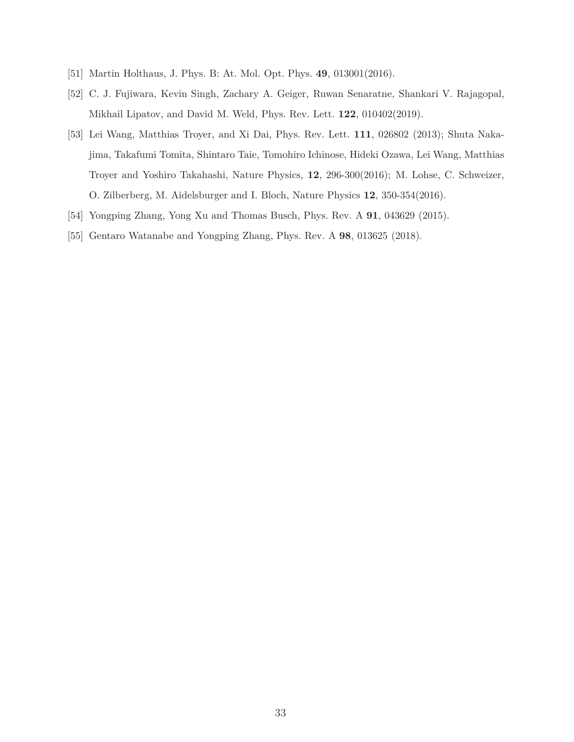[51] Martin Holthaus, J. Phys. B: At. Mol. Opt. Phys. **49**, 013001(2016).

[52] C. J. Fujiwara, Kevin Singh, Zachary A. Geiger, Ruwan Senaratne, Shankari V. Rajagopal, Mikhail Lipatov, and David M. Weld, Phys. Rev. Lett. **122**, 010402(2019).

[53] Lei Wang, Matthias Troyer, and Xi Dai, Phys. Rev. Lett. **111**, 026802 (2013); Shuta Nakajima, Takafumi Tomita, Shintaro Taie, Tomohiro Ichinose, Hideki Ozawa, Lei Wang, Matthias Troyer and Yoshiro Takahashi, Nature Physics, **12**, 296-300(2016); M. Lohse, C. Schweizer, O. Zilberberg, M. Aidelsburger and I. Bloch, Nature Physics **12**, 350-354(2016).

[54] Yongping Zhang, Yong Xu and Thomas Busch, Phys. Rev. A **91**, 043629 (2015).

[55] Gentaro Watanabe and Yongping Zhang, Phys. Rev. A **98**, 013625 (2018).